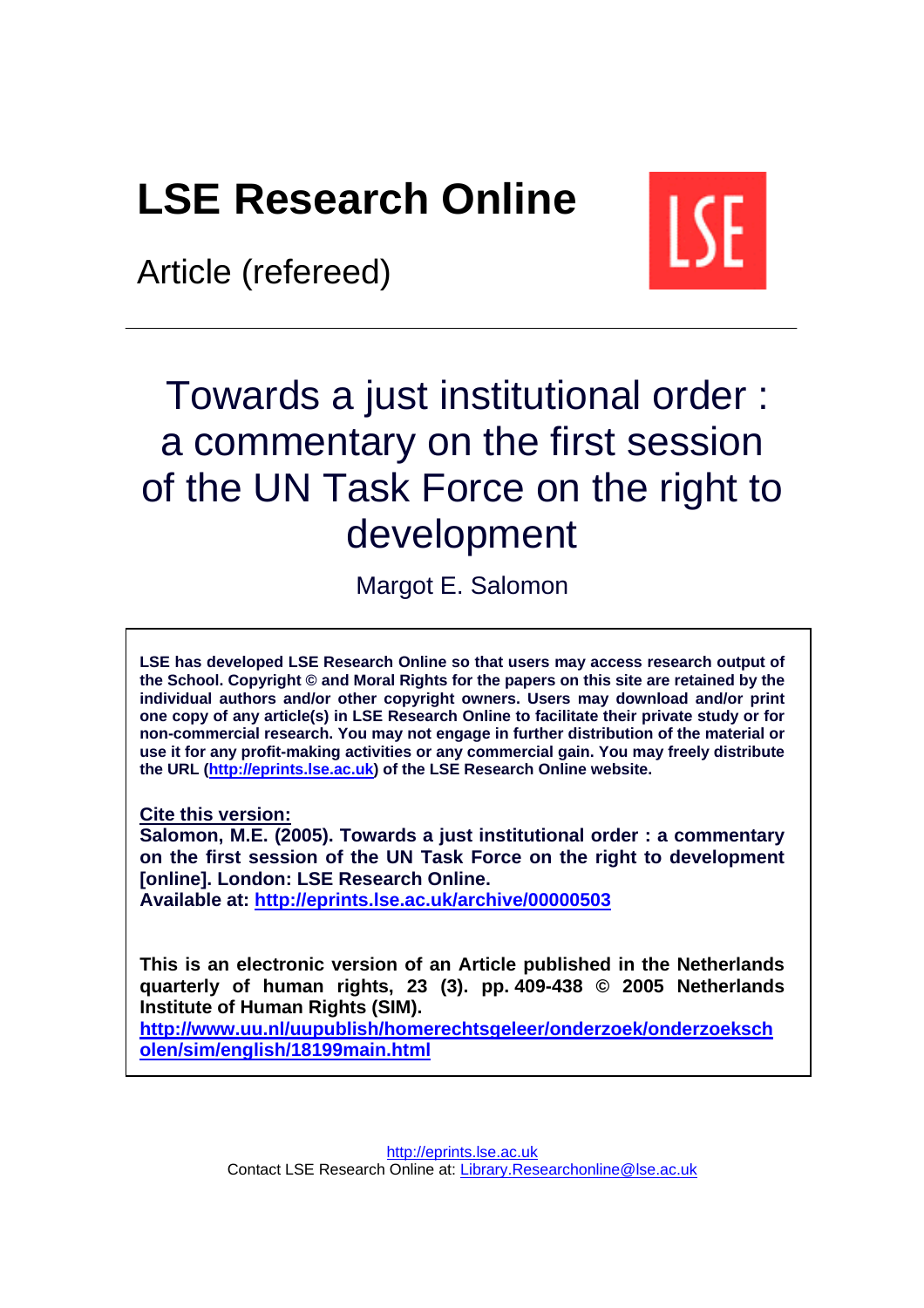# LSE Research Online

Article (refereed)

# Towards a just institutional order : a commentary on the first session of the UN Task Force on the right to development

Margot E. Salomon

**LSE has developed LSE Research Online so that users may access research output of the School. Copyright © and Moral Rights for the papers on this site are retained by the individual authors and/or other copyright owners. Users may download and/or print one copy of any article(s) in LSE Research Online to facilitate their private study or for non-commercial research. You may not engage in further distribution of the material or use it for any profit-making activities or any commercial gain. You may freely distribute the URL (http://eprints.lse.ac.uk) of the LSE Research Online website.**

**Cite this version:**
**Salomon, M.E. (2005). Towards a just institutional order : a commentary on the first session of the UN Task Force on the right to development [online]. London: LSE Research Online.**
**Available at: http://eprints.lse.ac.uk/archive/00000503**

**This is an electronic version of an Article published in the Netherlands quarterly of human rights, 23 (3). pp. 409-438 © 2005 Netherlands Institute of Human Rights (SIM).**
**http://www.uu.nl/uupublish/homerechtsgeleer/onderzoek/onderzoekscholen/sim/english/18199main.html**

http://eprints.lse.ac.uk
Contact LSE Research Online at: Library.Researchonline@lse.ac.uk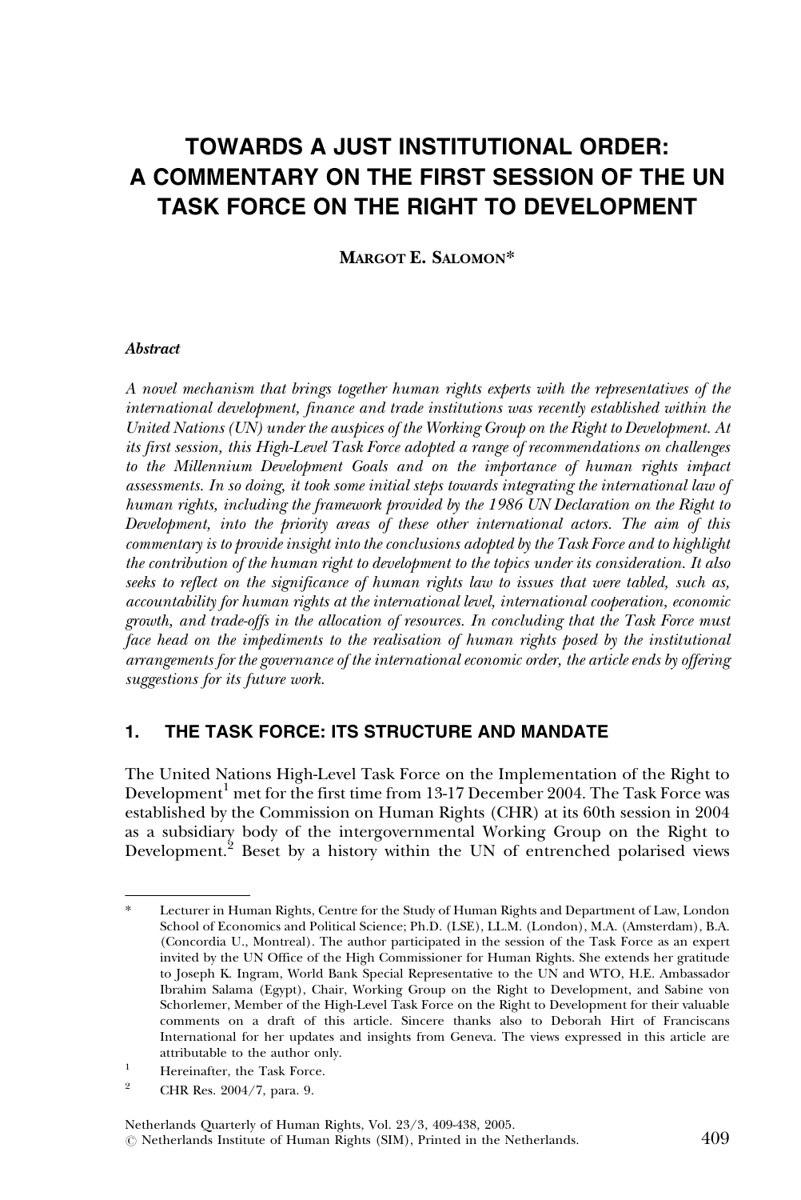# TOWARDS A JUST INSTITUTIONAL ORDER: A COMMENTARY ON THE FIRST SESSION OF THE UN TASK FORCE ON THE RIGHT TO DEVELOPMENT

**MARGOT E. SALOMON***

***Abstract***

*A novel mechanism that brings together human rights experts with the representatives of the international development, finance and trade institutions was recently established within the United Nations (UN) under the auspices of the Working Group on the Right to Development. At its first session, this High-Level Task Force adopted a range of recommendations on challenges to the Millennium Development Goals and on the importance of human rights impact assessments. In so doing, it took some initial steps towards integrating the international law of human rights, including the framework provided by the 1986 UN Declaration on the Right to Development, into the priority areas of these other international actors. The aim of this commentary is to provide insight into the conclusions adopted by the Task Force and to highlight the contribution of the human right to development to the topics under its consideration. It also seeks to reflect on the significance of human rights law to issues that were tabled, such as, accountability for human rights at the international level, international cooperation, economic growth, and trade-offs in the allocation of resources. In concluding that the Task Force must face head on the impediments to the realisation of human rights posed by the institutional arrangements for the governance of the international economic order, the article ends by offering suggestions for its future work.*

## 1. THE TASK FORCE: ITS STRUCTURE AND MANDATE

The United Nations High-Level Task Force on the Implementation of the Right to Development[1] met for the first time from 13-17 December 2004. The Task Force was established by the Commission on Human Rights (CHR) at its 60th session in 2004 as a subsidiary body of the intergovernmental Working Group on the Right to Development.[2] Beset by a history within the UN of entrenched polarised views

---

\* Lecturer in Human Rights, Centre for the Study of Human Rights and Department of Law, London School of Economics and Political Science; Ph.D. (LSE), LL.M. (London), M.A. (Amsterdam), B.A. (Concordia U., Montreal). The author participated in the session of the Task Force as an expert invited by the UN Office of the High Commissioner for Human Rights. She extends her gratitude to Joseph K. Ingram, World Bank Special Representative to the UN and WTO, H.E. Ambassador Ibrahim Salama (Egypt), Chair, Working Group on the Right to Development, and Sabine von Schorlemer, Member of the High-Level Task Force on the Right to Development for their valuable comments on a draft of this article. Sincere thanks also to Deborah Hirt of Franciscans International for her updates and insights from Geneva. The views expressed in this article are attributable to the author only.

1 Hereinafter, the Task Force.

2 CHR Res. 2004/7, para. 9.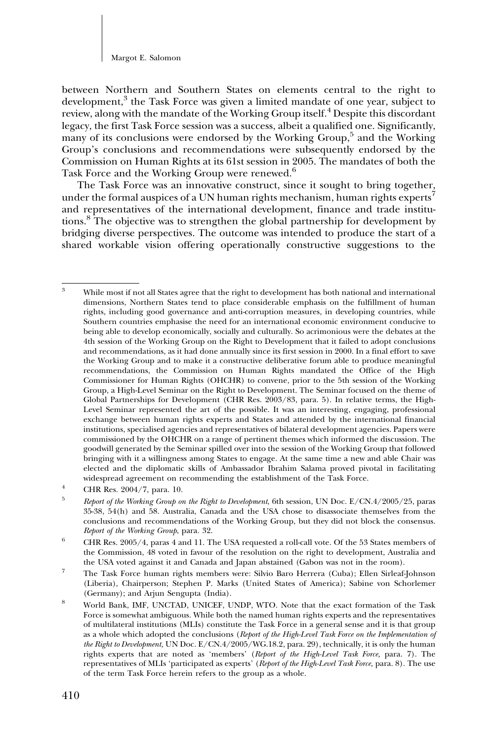between Northern and Southern States on elements central to the right to development,[3] the Task Force was given a limited mandate of one year, subject to review, along with the mandate of the Working Group itself.[4] Despite this discordant legacy, the first Task Force session was a success, albeit a qualified one. Significantly, many of its conclusions were endorsed by the Working Group,[5] and the Working Group's conclusions and recommendations were subsequently endorsed by the Commission on Human Rights at its 61st session in 2005. The mandates of both the Task Force and the Working Group were renewed.[6]

The Task Force was an innovative construct, since it sought to bring together, under the formal auspices of a UN human rights mechanism, human rights experts[7] and representatives of the international development, finance and trade institutions.[8] The objective was to strengthen the global partnership for development by bridging diverse perspectives. The outcome was intended to produce the start of a shared workable vision offering operationally constructive suggestions to the

---

[3] While most if not all States agree that the right to development has both national and international dimensions, Northern States tend to place considerable emphasis on the fulfillment of human rights, including good governance and anti-corruption measures, in developing countries, while Southern countries emphasise the need for an international economic environment conducive to being able to develop economically, socially and culturally. So acrimonious were the debates at the 4th session of the Working Group on the Right to Development that it failed to adopt conclusions and recommendations, as it had done annually since its first session in 2000. In a final effort to save the Working Group and to make it a constructive deliberative forum able to produce meaningful recommendations, the Commission on Human Rights mandated the Office of the High Commissioner for Human Rights (OHCHR) to convene, prior to the 5th session of the Working Group, a High-Level Seminar on the Right to Development. The Seminar focused on the theme of Global Partnerships for Development (CHR Res. 2003/83, para. 5). In relative terms, the High-Level Seminar represented the art of the possible. It was an interesting, engaging, professional exchange between human rights experts and States and attended by the international financial institutions, specialised agencies and representatives of bilateral development agencies. Papers were commissioned by the OHCHR on a range of pertinent themes which informed the discussion. The goodwill generated by the Seminar spilled over into the session of the Working Group that followed bringing with it a willingness among States to engage. At the same time a new and able Chair was elected and the diplomatic skills of Ambassador Ibrahim Salama proved pivotal in facilitating widespread agreement on recommending the establishment of the Task Force.

[4] CHR Res. 2004/7, para. 10.

[5] *Report of the Working Group on the Right to Development*, 6th session, UN Doc. E/CN.4/2005/25, paras 35-38, 54(h) and 58. Australia, Canada and the USA chose to disassociate themselves from the conclusions and recommendations of the Working Group, but they did not block the consensus. *Report of the Working Group*, para. 32.

[6] CHR Res. 2005/4, paras 4 and 11. The USA requested a roll-call vote. Of the 53 States members of the Commission, 48 voted in favour of the resolution on the right to development, Australia and the USA voted against it and Canada and Japan abstained (Gabon was not in the room).

[7] The Task Force human rights members were: Silvio Baro Herrera (Cuba); Ellen Sirleaf-Johnson (Liberia), Chairperson; Stephen P. Marks (United States of America); Sabine von Schorlemer (Germany); and Arjun Sengupta (India).

[8] World Bank, IMF, UNCTAD, UNICEF, UNDP, WTO. Note that the exact formation of the Task Force is somewhat ambiguous. While both the named human rights experts and the representatives of multilateral institutions (MLIs) constitute the Task Force in a general sense and it is that group as a whole which adopted the conclusions (*Report of the High-Level Task Force on the Implementation of the Right to Development*, UN Doc. E/CN.4/2005/WG.18.2, para. 29), technically, it is only the human rights experts that are noted as 'members' (*Report of the High-Level Task Force*, para. 7). The representatives of MLIs 'participated as experts' (*Report of the High-Level Task Force*, para. 8). The use of the term Task Force herein refers to the group as a whole.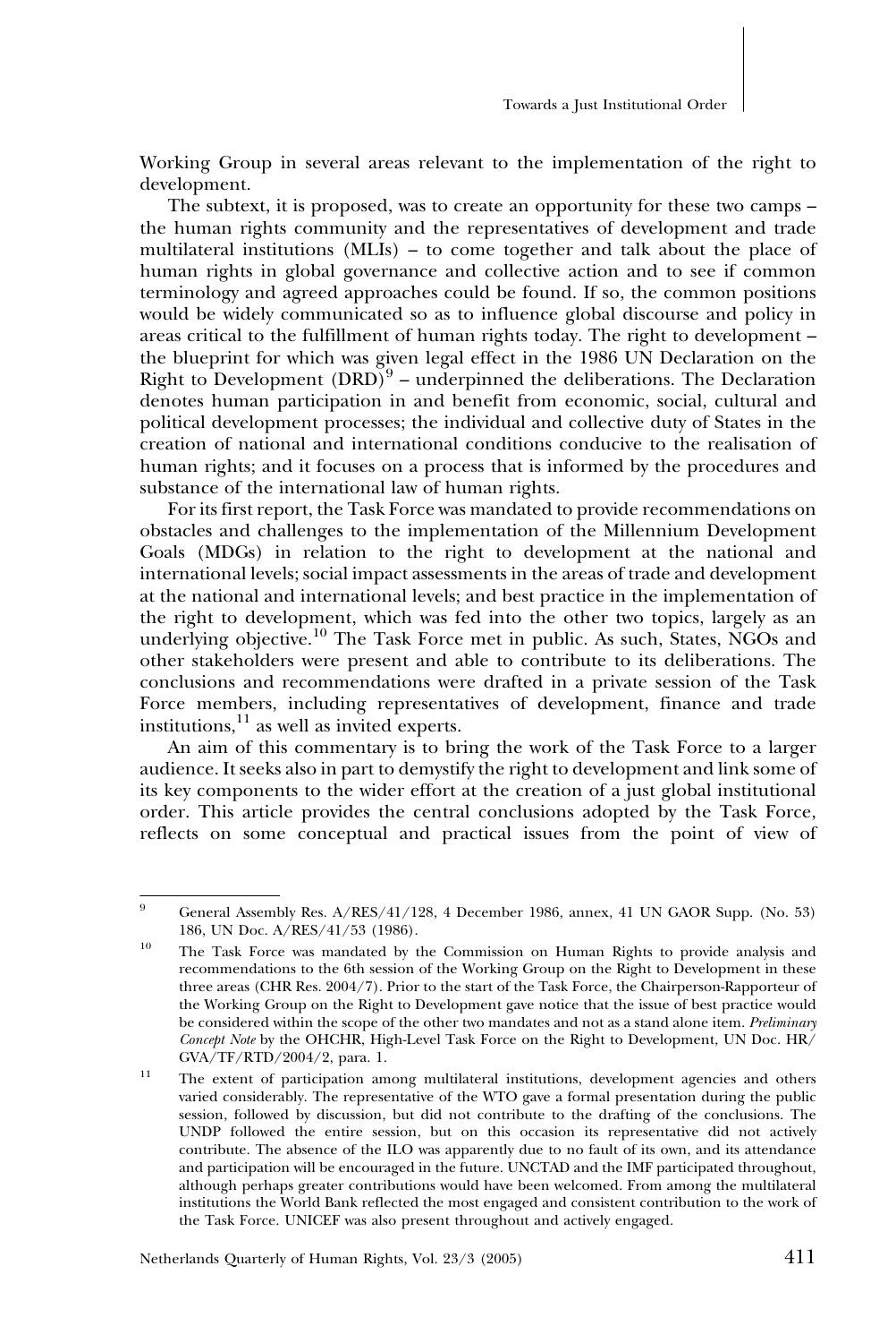Working Group in several areas relevant to the implementation of the right to development.

The subtext, it is proposed, was to create an opportunity for these two camps – the human rights community and the representatives of development and trade multilateral institutions (MLIs) – to come together and talk about the place of human rights in global governance and collective action and to see if common terminology and agreed approaches could be found. If so, the common positions would be widely communicated so as to influence global discourse and policy in areas critical to the fulfillment of human rights today. The right to development – the blueprint for which was given legal effect in the 1986 UN Declaration on the Right to Development (DRD)[9] – underpinned the deliberations. The Declaration denotes human participation in and benefit from economic, social, cultural and political development processes; the individual and collective duty of States in the creation of national and international conditions conducive to the realisation of human rights; and it focuses on a process that is informed by the procedures and substance of the international law of human rights.

For its first report, the Task Force was mandated to provide recommendations on obstacles and challenges to the implementation of the Millennium Development Goals (MDGs) in relation to the right to development at the national and international levels; social impact assessments in the areas of trade and development at the national and international levels; and best practice in the implementation of the right to development, which was fed into the other two topics, largely as an underlying objective.[10] The Task Force met in public. As such, States, NGOs and other stakeholders were present and able to contribute to its deliberations. The conclusions and recommendations were drafted in a private session of the Task Force members, including representatives of development, finance and trade institutions,[11] as well as invited experts.

An aim of this commentary is to bring the work of the Task Force to a larger audience. It seeks also in part to demystify the right to development and link some of its key components to the wider effort at the creation of a just global institutional order. This article provides the central conclusions adopted by the Task Force, reflects on some conceptual and practical issues from the point of view of

---

[9] General Assembly Res. A/RES/41/128, 4 December 1986, annex, 41 UN GAOR Supp. (No. 53) 186, UN Doc. A/RES/41/53 (1986).

[10] The Task Force was mandated by the Commission on Human Rights to provide analysis and recommendations to the 6th session of the Working Group on the Right to Development in these three areas (CHR Res. 2004/7). Prior to the start of the Task Force, the Chairperson-Rapporteur of the Working Group on the Right to Development gave notice that the issue of best practice would be considered within the scope of the other two mandates and not as a stand alone item. *Preliminary Concept Note* by the OHCHR, High-Level Task Force on the Right to Development, UN Doc. HR/GVA/TF/RTD/2004/2, para. 1.

[11] The extent of participation among multilateral institutions, development agencies and others varied considerably. The representative of the WTO gave a formal presentation during the public session, followed by discussion, but did not contribute to the drafting of the conclusions. The UNDP followed the entire session, but on this occasion its representative did not actively contribute. The absence of the ILO was apparently due to no fault of its own, and its attendance and participation will be encouraged in the future. UNCTAD and the IMF participated throughout, although perhaps greater contributions would have been welcomed. From among the multilateral institutions the World Bank reflected the most engaged and consistent contribution to the work of the Task Force. UNICEF was also present throughout and actively engaged.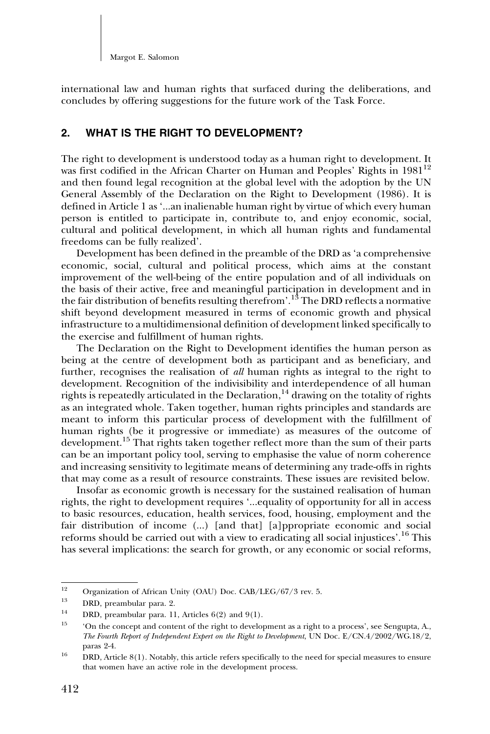international law and human rights that surfaced during the deliberations, and concludes by offering suggestions for the future work of the Task Force.

## 2. WHAT IS THE RIGHT TO DEVELOPMENT?

The right to development is understood today as a human right to development. It was first codified in the African Charter on Human and Peoples' Rights in 1981[12] and then found legal recognition at the global level with the adoption by the UN General Assembly of the Declaration on the Right to Development (1986). It is defined in Article 1 as '...an inalienable human right by virtue of which every human person is entitled to participate in, contribute to, and enjoy economic, social, cultural and political development, in which all human rights and fundamental freedoms can be fully realized'.

Development has been defined in the preamble of the DRD as 'a comprehensive economic, social, cultural and political process, which aims at the constant improvement of the well-being of the entire population and of all individuals on the basis of their active, free and meaningful participation in development and in the fair distribution of benefits resulting therefrom'.[13] The DRD reflects a normative shift beyond development measured in terms of economic growth and physical infrastructure to a multidimensional definition of development linked specifically to the exercise and fulfillment of human rights.

The Declaration on the Right to Development identifies the human person as being at the centre of development both as participant and as beneficiary, and further, recognises the realisation of *all* human rights as integral to the right to development. Recognition of the indivisibility and interdependence of all human rights is repeatedly articulated in the Declaration,[14] drawing on the totality of rights as an integrated whole. Taken together, human rights principles and standards are meant to inform this particular process of development with the fulfillment of human rights (be it progressive or immediate) as measures of the outcome of development.[15] That rights taken together reflect more than the sum of their parts can be an important policy tool, serving to emphasise the value of norm coherence and increasing sensitivity to legitimate means of determining any trade-offs in rights that may come as a result of resource constraints. These issues are revisited below.

Insofar as economic growth is necessary for the sustained realisation of human rights, the right to development requires '...equality of opportunity for all in access to basic resources, education, health services, food, housing, employment and the fair distribution of income (...) [and that] [a]ppropriate economic and social reforms should be carried out with a view to eradicating all social injustices'.[16] This has several implications: the search for growth, or any economic or social reforms,

---

[12] Organization of African Unity (OAU) Doc. CAB/LEG/67/3 rev. 5.

[13] DRD, preambular para. 2.

[14] DRD, preambular para. 11, Articles 6(2) and 9(1).

[15] 'On the concept and content of the right to development as a right to a process', see Sengupta, A., *The Fourth Report of Independent Expert on the Right to Development*, UN Doc. E/CN.4/2002/WG.18/2, paras 2-4.

[16] DRD, Article 8(1). Notably, this article refers specifically to the need for special measures to ensure that women have an active role in the development process.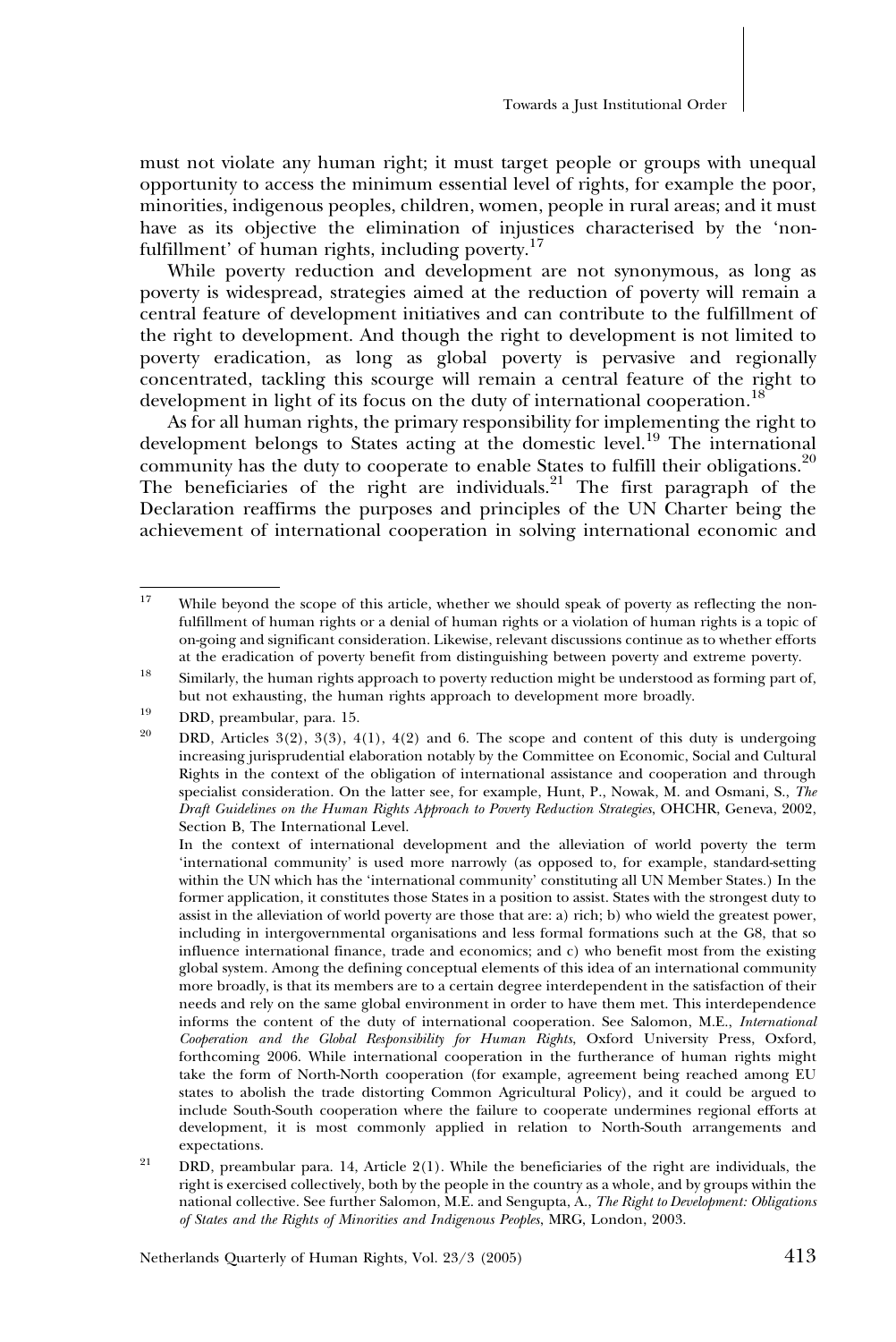must not violate any human right; it must target people or groups with unequal opportunity to access the minimum essential level of rights, for example the poor, minorities, indigenous peoples, children, women, people in rural areas; and it must have as its objective the elimination of injustices characterised by the 'non-fulfillment' of human rights, including poverty.[17]

While poverty reduction and development are not synonymous, as long as poverty is widespread, strategies aimed at the reduction of poverty will remain a central feature of development initiatives and can contribute to the fulfillment of the right to development. And though the right to development is not limited to poverty eradication, as long as global poverty is pervasive and regionally concentrated, tackling this scourge will remain a central feature of the right to development in light of its focus on the duty of international cooperation.[18]

As for all human rights, the primary responsibility for implementing the right to development belongs to States acting at the domestic level.[19] The international community has the duty to cooperate to enable States to fulfill their obligations.[20] The beneficiaries of the right are individuals.[21] The first paragraph of the Declaration reaffirms the purposes and principles of the UN Charter being the achievement of international cooperation in solving international economic and

---

[17] While beyond the scope of this article, whether we should speak of poverty as reflecting the non-fulfillment of human rights or a denial of human rights or a violation of human rights is a topic of on-going and significant consideration. Likewise, relevant discussions continue as to whether efforts at the eradication of poverty benefit from distinguishing between poverty and extreme poverty.

[18] Similarly, the human rights approach to poverty reduction might be understood as forming part of, but not exhausting, the human rights approach to development more broadly.

[19] DRD, preambular, para. 15.

[20] DRD, Articles 3(2), 3(3), 4(1), 4(2) and 6. The scope and content of this duty is undergoing increasing jurisprudential elaboration notably by the Committee on Economic, Social and Cultural Rights in the context of the obligation of international assistance and cooperation and through specialist consideration. On the latter see, for example, Hunt, P., Nowak, M. and Osmani, S., *The Draft Guidelines on the Human Rights Approach to Poverty Reduction Strategies*, OHCHR, Geneva, 2002, Section B, The International Level.
In the context of international development and the alleviation of world poverty the term 'international community' is used more narrowly (as opposed to, for example, standard-setting within the UN which has the 'international community' constituting all UN Member States.) In the former application, it constitutes those States in a position to assist. States with the strongest duty to assist in the alleviation of world poverty are those that are: a) rich; b) who wield the greatest power, including in intergovernmental organisations and less formal formations such at the G8, that so influence international finance, trade and economics; and c) who benefit most from the existing global system. Among the defining conceptual elements of this idea of an international community more broadly, is that its members are to a certain degree interdependent in the satisfaction of their needs and rely on the same global environment in order to have them met. This interdependence informs the content of the duty of international cooperation. See Salomon, M.E., *International Cooperation and the Global Responsibility for Human Rights*, Oxford University Press, Oxford, forthcoming 2006. While international cooperation in the furtherance of human rights might take the form of North-North cooperation (for example, agreement being reached among EU states to abolish the trade distorting Common Agricultural Policy), and it could be argued to include South-South cooperation where the failure to cooperate undermines regional efforts at development, it is most commonly applied in relation to North-South arrangements and expectations.

[21] DRD, preambular para. 14, Article 2(1). While the beneficiaries of the right are individuals, the right is exercised collectively, both by the people in the country as a whole, and by groups within the national collective. See further Salomon, M.E. and Sengupta, A., *The Right to Development: Obligations of States and the Rights of Minorities and Indigenous Peoples*, MRG, London, 2003.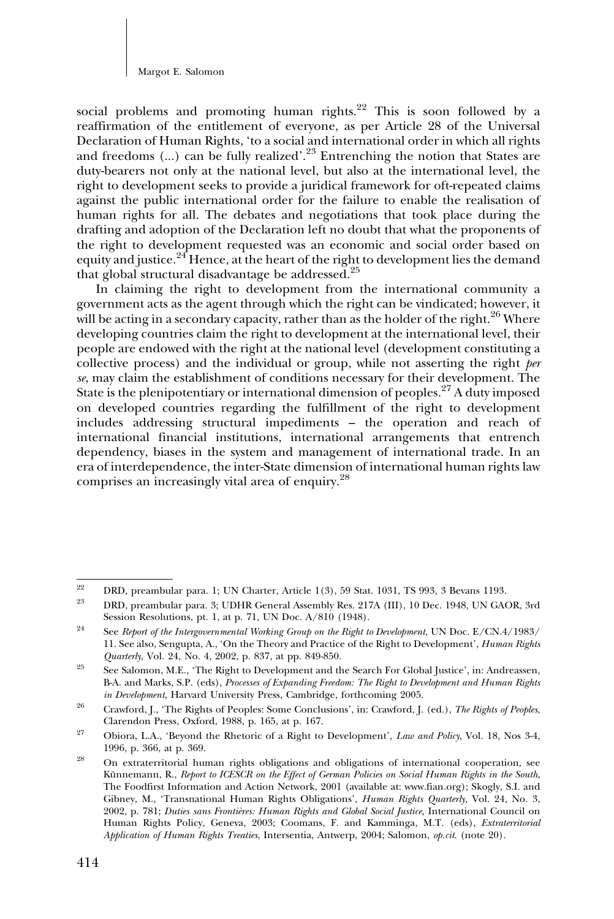social problems and promoting human rights.[22] This is soon followed by a reaffirmation of the entitlement of everyone, as per Article 28 of the Universal Declaration of Human Rights, 'to a social and international order in which all rights and freedoms (...) can be fully realized'.[23] Entrenching the notion that States are duty-bearers not only at the national level, but also at the international level, the right to development seeks to provide a juridical framework for oft-repeated claims against the public international order for the failure to enable the realisation of human rights for all. The debates and negotiations that took place during the drafting and adoption of the Declaration left no doubt that what the proponents of the right to development requested was an economic and social order based on equity and justice.[24] Hence, at the heart of the right to development lies the demand that global structural disadvantage be addressed.[25]

In claiming the right to development from the international community a government acts as the agent through which the right can be vindicated; however, it will be acting in a secondary capacity, rather than as the holder of the right.[26] Where developing countries claim the right to development at the international level, their people are endowed with the right at the national level (development constituting a collective process) and the individual or group, while not asserting the right *per se*, may claim the establishment of conditions necessary for their development. The State is the plenipotentiary or international dimension of peoples.[27] A duty imposed on developed countries regarding the fulfillment of the right to development includes addressing structural impediments – the operation and reach of international financial institutions, international arrangements that entrench dependency, biases in the system and management of international trade. In an era of interdependence, the inter-State dimension of international human rights law comprises an increasingly vital area of enquiry.[28]

---

[22] DRD, preambular para. 1; UN Charter, Article 1(3), 59 Stat. 1031, TS 993, 3 Bevans 1193.

[23] DRD, preambular para. 3; UDHR General Assembly Res. 217A (III), 10 Dec. 1948, UN GAOR, 3rd Session Resolutions, pt. 1, at p. 71, UN Doc. A/810 (1948).

[24] See *Report of the Intergovernmental Working Group on the Right to Development*, UN Doc. E/CN.4/1983/11. See also, Sengupta, A., 'On the Theory and Practice of the Right to Development', *Human Rights Quarterly*, Vol. 24, No. 4, 2002, p. 837, at pp. 849-850.

[25] See Salomon, M.E., 'The Right to Development and the Search For Global Justice', in: Andreassen, B-A. and Marks, S.P. (eds), *Processes of Expanding Freedom: The Right to Development and Human Rights in Development*, Harvard University Press, Cambridge, forthcoming 2005.

[26] Crawford, J., 'The Rights of Peoples: Some Conclusions', in: Crawford, J. (ed.), *The Rights of Peoples*, Clarendon Press, Oxford, 1988, p. 165, at p. 167.

[27] Obiora, L.A., 'Beyond the Rhetoric of a Right to Development', *Law and Policy*, Vol. 18, Nos 3-4, 1996, p. 366, at p. 369.

[28] On extraterritorial human rights obligations and obligations of international cooperation, see Künnemann, R., *Report to ICESCR on the Effect of German Policies on Social Human Rights in the South*, The Foodfirst Information and Action Network, 2001 (available at: www.fian.org); Skogly, S.I. and Gibney, M., 'Transnational Human Rights Obligations', *Human Rights Quarterly*, Vol. 24, No. 3, 2002, p. 781; *Duties sans Frontières: Human Rights and Global Social Justice*, International Council on Human Rights Policy, Geneva, 2003; Coomans, F. and Kamminga, M.T. (eds), *Extraterritorial Application of Human Rights Treaties*, Intersentia, Antwerp, 2004; Salomon, *op.cit.* (note 20).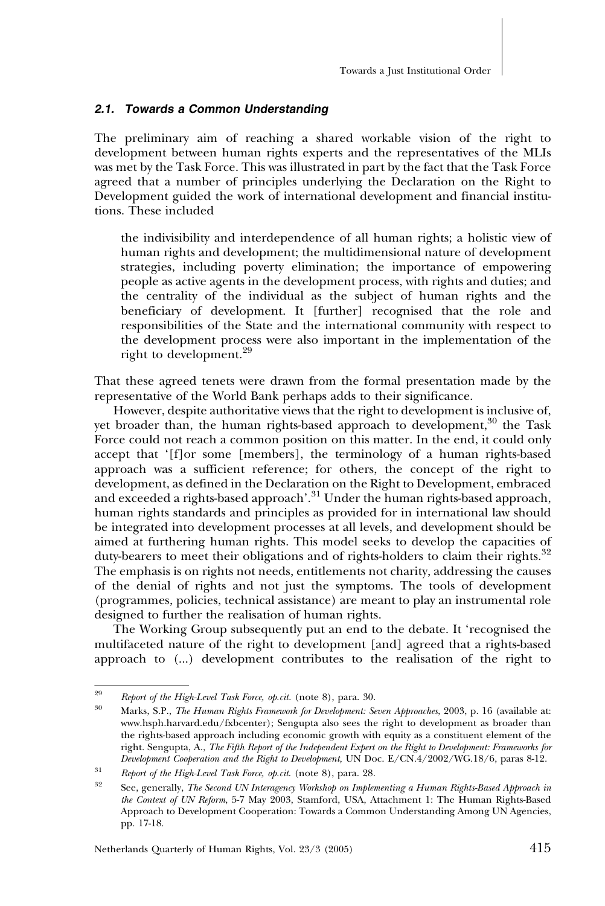### *2.1. Towards a Common Understanding*

The preliminary aim of reaching a shared workable vision of the right to development between human rights experts and the representatives of the MLIs was met by the Task Force. This was illustrated in part by the fact that the Task Force agreed that a number of principles underlying the Declaration on the Right to Development guided the work of international development and financial institutions. These included

> the indivisibility and interdependence of all human rights; a holistic view of human rights and development; the multidimensional nature of development strategies, including poverty elimination; the importance of empowering people as active agents in the development process, with rights and duties; and the centrality of the individual as the subject of human rights and the beneficiary of development. It [further] recognised that the role and responsibilities of the State and the international community with respect to the development process were also important in the implementation of the right to development.[29]

That these agreed tenets were drawn from the formal presentation made by the representative of the World Bank perhaps adds to their significance.

However, despite authoritative views that the right to development is inclusive of, yet broader than, the human rights-based approach to development,[30] the Task Force could not reach a common position on this matter. In the end, it could only accept that '[f]or some [members], the terminology of a human rights-based approach was a sufficient reference; for others, the concept of the right to development, as defined in the Declaration on the Right to Development, embraced and exceeded a rights-based approach'.[31] Under the human rights-based approach, human rights standards and principles as provided for in international law should be integrated into development processes at all levels, and development should be aimed at furthering human rights. This model seeks to develop the capacities of duty-bearers to meet their obligations and of rights-holders to claim their rights.[32] The emphasis is on rights not needs, entitlements not charity, addressing the causes of the denial of rights and not just the symptoms. The tools of development (programmes, policies, technical assistance) are meant to play an instrumental role designed to further the realisation of human rights.

The Working Group subsequently put an end to the debate. It 'recognised the multifaceted nature of the right to development [and] agreed that a rights-based approach to (...) development contributes to the realisation of the right to

---

[29] *Report of the High-Level Task Force, op.cit.* (note 8), para. 30.

[30] Marks, S.P., *The Human Rights Framework for Development: Seven Approaches*, 2003, p. 16 (available at: www.hsph.harvard.edu/fxbcenter); Sengupta also sees the right to development as broader than the rights-based approach including economic growth with equity as a constituent element of the right. Sengupta, A., *The Fifth Report of the Independent Expert on the Right to Development: Frameworks for Development Cooperation and the Right to Development,* UN Doc. E/CN.4/2002/WG.18/6, paras 8-12.

[31] *Report of the High-Level Task Force, op.cit.* (note 8), para. 28.

[32] See, generally, *The Second UN Interagency Workshop on Implementing a Human Rights-Based Approach in the Context of UN Reform*, 5-7 May 2003, Stamford, USA, Attachment 1: The Human Rights-Based Approach to Development Cooperation: Towards a Common Understanding Among UN Agencies, pp. 17-18.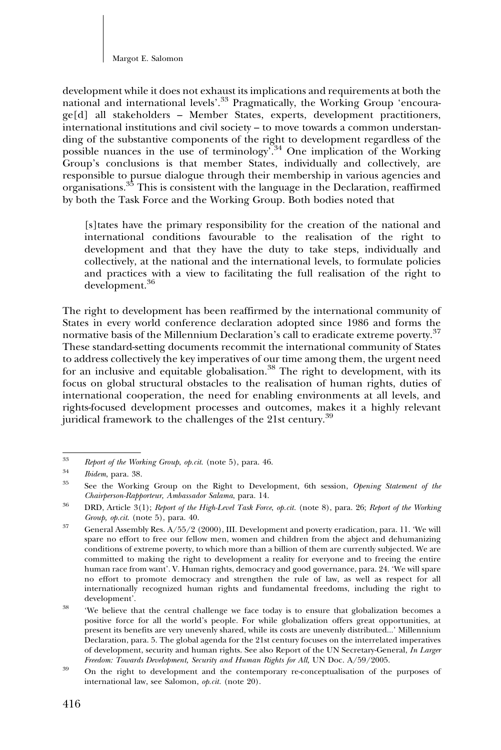development while it does not exhaust its implications and requirements at both the national and international levels'.[33] Pragmatically, the Working Group 'encourage[d] all stakeholders – Member States, experts, development practitioners, international institutions and civil society – to move towards a common understanding of the substantive components of the right to development regardless of the possible nuances in the use of terminology'.[34] One implication of the Working Group's conclusions is that member States, individually and collectively, are responsible to pursue dialogue through their membership in various agencies and organisations.[35] This is consistent with the language in the Declaration, reaffirmed by both the Task Force and the Working Group. Both bodies noted that

> [s]tates have the primary responsibility for the creation of the national and international conditions favourable to the realisation of the right to development and that they have the duty to take steps, individually and collectively, at the national and the international levels, to formulate policies and practices with a view to facilitating the full realisation of the right to development.[36]

The right to development has been reaffirmed by the international community of States in every world conference declaration adopted since 1986 and forms the normative basis of the Millennium Declaration's call to eradicate extreme poverty.[37] These standard-setting documents recommit the international community of States to address collectively the key imperatives of our time among them, the urgent need for an inclusive and equitable globalisation.[38] The right to development, with its focus on global structural obstacles to the realisation of human rights, duties of international cooperation, the need for enabling environments at all levels, and rights-focused development processes and outcomes, makes it a highly relevant juridical framework to the challenges of the 21st century.[39]

---

[33] *Report of the Working Group*, *op.cit.* (note 5), para. 46.

[34] *Ibidem*, para. 38.

[35] See the Working Group on the Right to Development, 6th session, *Opening Statement of the Chairperson-Rapporteur, Ambassador Salama*, para. 14.

[36] DRD, Article 3(1); *Report of the High-Level Task Force*, *op.cit.* (note 8), para. 26; *Report of the Working Group, op.cit.* (note 5), para. 40.

[37] General Assembly Res. A/55/2 (2000), III. Development and poverty eradication, para. 11. 'We will spare no effort to free our fellow men, women and children from the abject and dehumanizing conditions of extreme poverty, to which more than a billion of them are currently subjected. We are committed to making the right to development a reality for everyone and to freeing the entire human race from want'. V. Human rights, democracy and good governance, para. 24. 'We will spare no effort to promote democracy and strengthen the rule of law, as well as respect for all internationally recognized human rights and fundamental freedoms, including the right to development'.

[38] 'We believe that the central challenge we face today is to ensure that globalization becomes a positive force for all the world's people. For while globalization offers great opportunities, at present its benefits are very unevenly shared, while its costs are unevenly distributed...' Millennium Declaration, para. 5. The global agenda for the 21st century focuses on the interrelated imperatives of development, security and human rights. See also Report of the UN Secretary-General, *In Larger Freedom: Towards Development, Security and Human Rights for All*, UN Doc. A/59/2005.

[39] On the right to development and the contemporary re-conceptualisation of the purposes of international law, see Salomon, *op.cit.* (note 20).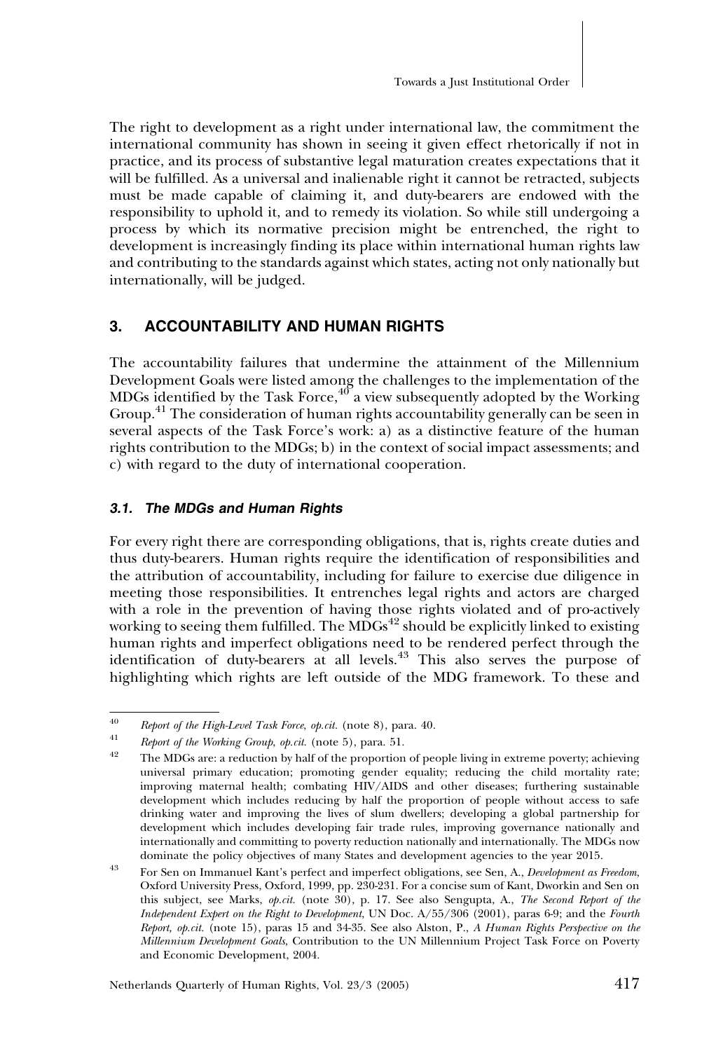The right to development as a right under international law, the commitment the international community has shown in seeing it given effect rhetorically if not in practice, and its process of substantive legal maturation creates expectations that it will be fulfilled. As a universal and inalienable right it cannot be retracted, subjects must be made capable of claiming it, and duty-bearers are endowed with the responsibility to uphold it, and to remedy its violation. So while still undergoing a process by which its normative precision might be entrenched, the right to development is increasingly finding its place within international human rights law and contributing to the standards against which states, acting not only nationally but internationally, will be judged.

## 3. ACCOUNTABILITY AND HUMAN RIGHTS

The accountability failures that undermine the attainment of the Millennium Development Goals were listed among the challenges to the implementation of the MDGs identified by the Task Force,[40] a view subsequently adopted by the Working Group.[41] The consideration of human rights accountability generally can be seen in several aspects of the Task Force's work: a) as a distinctive feature of the human rights contribution to the MDGs; b) in the context of social impact assessments; and c) with regard to the duty of international cooperation.

### 3.1. The MDGs and Human Rights

For every right there are corresponding obligations, that is, rights create duties and thus duty-bearers. Human rights require the identification of responsibilities and the attribution of accountability, including for failure to exercise due diligence in meeting those responsibilities. It entrenches legal rights and actors are charged with a role in the prevention of having those rights violated and of pro-actively working to seeing them fulfilled. The MDGs[42] should be explicitly linked to existing human rights and imperfect obligations need to be rendered perfect through the identification of duty-bearers at all levels.[43] This also serves the purpose of highlighting which rights are left outside of the MDG framework. To these and

---

[40] *Report of the High-Level Task Force*, *op.cit.* (note 8), para. 40.

[41] *Report of the Working Group*, *op.cit.* (note 5), para. 51.

[42] The MDGs are: a reduction by half of the proportion of people living in extreme poverty; achieving universal primary education; promoting gender equality; reducing the child mortality rate; improving maternal health; combating HIV/AIDS and other diseases; furthering sustainable development which includes reducing by half the proportion of people without access to safe drinking water and improving the lives of slum dwellers; developing a global partnership for development which includes developing fair trade rules, improving governance nationally and internationally and committing to poverty reduction nationally and internationally. The MDGs now dominate the policy objectives of many States and development agencies to the year 2015.

[43] For Sen on Immanuel Kant's perfect and imperfect obligations, see Sen, A., *Development as Freedom*, Oxford University Press, Oxford, 1999, pp. 230-231. For a concise sum of Kant, Dworkin and Sen on this subject, see Marks, *op.cit.* (note 30), p. 17. See also Sengupta, A., *The Second Report of the Independent Expert on the Right to Development*, UN Doc. A/55/306 (2001), paras 6-9; and the *Fourth Report*, *op.cit.* (note 15), paras 15 and 34-35. See also Alston, P., *A Human Rights Perspective on the Millennium Development Goals*, Contribution to the UN Millennium Project Task Force on Poverty and Economic Development, 2004.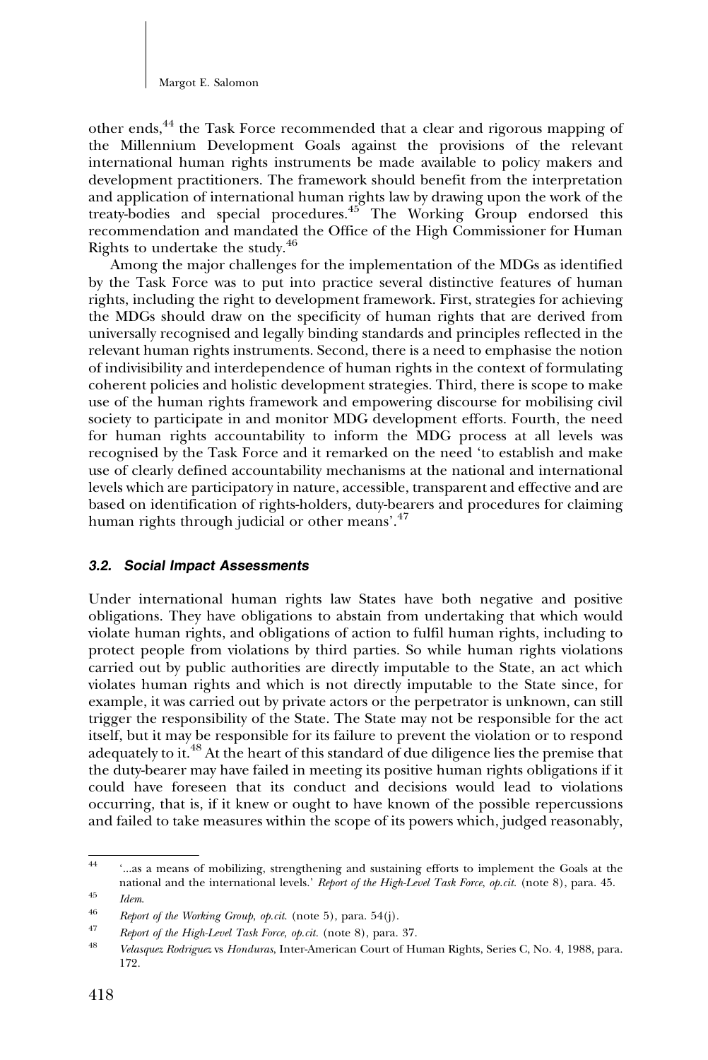other ends,[44] the Task Force recommended that a clear and rigorous mapping of the Millennium Development Goals against the provisions of the relevant international human rights instruments be made available to policy makers and development practitioners. The framework should benefit from the interpretation and application of international human rights law by drawing upon the work of the treaty-bodies and special procedures.[45] The Working Group endorsed this recommendation and mandated the Office of the High Commissioner for Human Rights to undertake the study.[46]

Among the major challenges for the implementation of the MDGs as identified by the Task Force was to put into practice several distinctive features of human rights, including the right to development framework. First, strategies for achieving the MDGs should draw on the specificity of human rights that are derived from universally recognised and legally binding standards and principles reflected in the relevant human rights instruments. Second, there is a need to emphasise the notion of indivisibility and interdependence of human rights in the context of formulating coherent policies and holistic development strategies. Third, there is scope to make use of the human rights framework and empowering discourse for mobilising civil society to participate in and monitor MDG development efforts. Fourth, the need for human rights accountability to inform the MDG process at all levels was recognised by the Task Force and it remarked on the need 'to establish and make use of clearly defined accountability mechanisms at the national and international levels which are participatory in nature, accessible, transparent and effective and are based on identification of rights-holders, duty-bearers and procedures for claiming human rights through judicial or other means'.[47]

### *3.2. Social Impact Assessments*

Under international human rights law States have both negative and positive obligations. They have obligations to abstain from undertaking that which would violate human rights, and obligations of action to fulfil human rights, including to protect people from violations by third parties. So while human rights violations carried out by public authorities are directly imputable to the State, an act which violates human rights and which is not directly imputable to the State since, for example, it was carried out by private actors or the perpetrator is unknown, can still trigger the responsibility of the State. The State may not be responsible for the act itself, but it may be responsible for its failure to prevent the violation or to respond adequately to it.[48] At the heart of this standard of due diligence lies the premise that the duty-bearer may have failed in meeting its positive human rights obligations if it could have foreseen that its conduct and decisions would lead to violations occurring, that is, if it knew or ought to have known of the possible repercussions and failed to take measures within the scope of its powers which, judged reasonably,

---

[44] '...as a means of mobilizing, strengthening and sustaining efforts to implement the Goals at the national and the international levels.' *Report of the High-Level Task Force*, *op.cit.* (note 8), para. 45.

[45] *Idem*.

[46] *Report of the Working Group*, *op.cit.* (note 5), para. 54(j).

[47] *Report of the High-Level Task Force*, *op.cit.* (note 8), para. 37.

[48] *Velasquez Rodriguez* vs *Honduras*, Inter-American Court of Human Rights, Series C, No. 4, 1988, para. 172.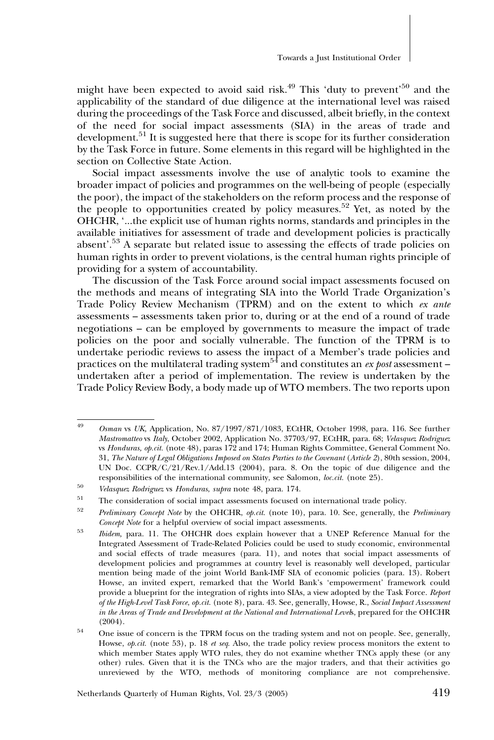might have been expected to avoid said risk.[49] This 'duty to prevent'[50] and the applicability of the standard of due diligence at the international level was raised during the proceedings of the Task Force and discussed, albeit briefly, in the context of the need for social impact assessments (SIA) in the areas of trade and development.[51] It is suggested here that there is scope for its further consideration by the Task Force in future. Some elements in this regard will be highlighted in the section on Collective State Action.

Social impact assessments involve the use of analytic tools to examine the broader impact of policies and programmes on the well-being of people (especially the poor), the impact of the stakeholders on the reform process and the response of the people to opportunities created by policy measures.[52] Yet, as noted by the OHCHR, '...the explicit use of human rights norms, standards and principles in the available initiatives for assessment of trade and development policies is practically absent'.[53] A separate but related issue to assessing the effects of trade policies on human rights in order to prevent violations, is the central human rights principle of providing for a system of accountability.

The discussion of the Task Force around social impact assessments focused on the methods and means of integrating SIA into the World Trade Organization's Trade Policy Review Mechanism (TPRM) and on the extent to which *ex ante* assessments – assessments taken prior to, during or at the end of a round of trade negotiations – can be employed by governments to measure the impact of trade policies on the poor and socially vulnerable. The function of the TPRM is to undertake periodic reviews to assess the impact of a Member's trade policies and practices on the multilateral trading system[54] and constitutes an *ex post* assessment – undertaken after a period of implementation. The review is undertaken by the Trade Policy Review Body, a body made up of WTO members. The two reports upon

---

[49] *Osman* vs *UK*, Application, No. 87/1997/871/1083, ECtHR, October 1998, para. 116. See further *Mastromatteo* vs *Italy*, October 2002, Application No. 37703/97, ECtHR, para. 68; *Velasquez Rodriguez* vs *Honduras*, *op.cit.* (note 48), paras 172 and 174; Human Rights Committee, General Comment No. 31, *The Nature of Legal Obligations Imposed on States Parties to the Covenant (Article 2)*, 80th session, 2004, UN Doc. CCPR/C/21/Rev.1/Add.13 (2004), para. 8. On the topic of due diligence and the responsibilities of the international community, see Salomon, *loc.cit.* (note 25).

[50] *Velasquez Rodriguez* vs *Honduras*, *supra* note 48, para. 174.

[51] The consideration of social impact assessments focused on international trade policy.

[52] *Preliminary Concept Note* by the OHCHR, *op.cit.* (note 10), para. 10. See, generally, the *Preliminary Concept Note* for a helpful overview of social impact assessments.

[53] *Ibidem*, para. 11. The OHCHR does explain however that a UNEP Reference Manual for the Integrated Assessment of Trade-Related Policies could be used to study economic, environmental and social effects of trade measures (para. 11), and notes that social impact assessments of development policies and programmes at country level is reasonably well developed, particular mention being made of the joint World Bank-IMF SIA of economic policies (para. 13). Robert Howse, an invited expert, remarked that the World Bank's 'empowerment' framework could provide a blueprint for the integration of rights into SIAs, a view adopted by the Task Force. *Report of the High-Level Task Force*, *op.cit.* (note 8), para. 43. See, generally, Howse, R., *Social Impact Assessment in the Areas of Trade and Development at the National and International Levels*, prepared for the OHCHR (2004).

[54] One issue of concern is the TPRM focus on the trading system and not on people. See, generally, Howse, *op.cit.* (note 53), p. 18 *et seq.* Also, the trade policy review process monitors the extent to which member States apply WTO rules, they do not examine whether TNCs apply these (or any other) rules. Given that it is the TNCs who are the major traders, and that their activities go unreviewed by the WTO, methods of monitoring compliance are not comprehensive.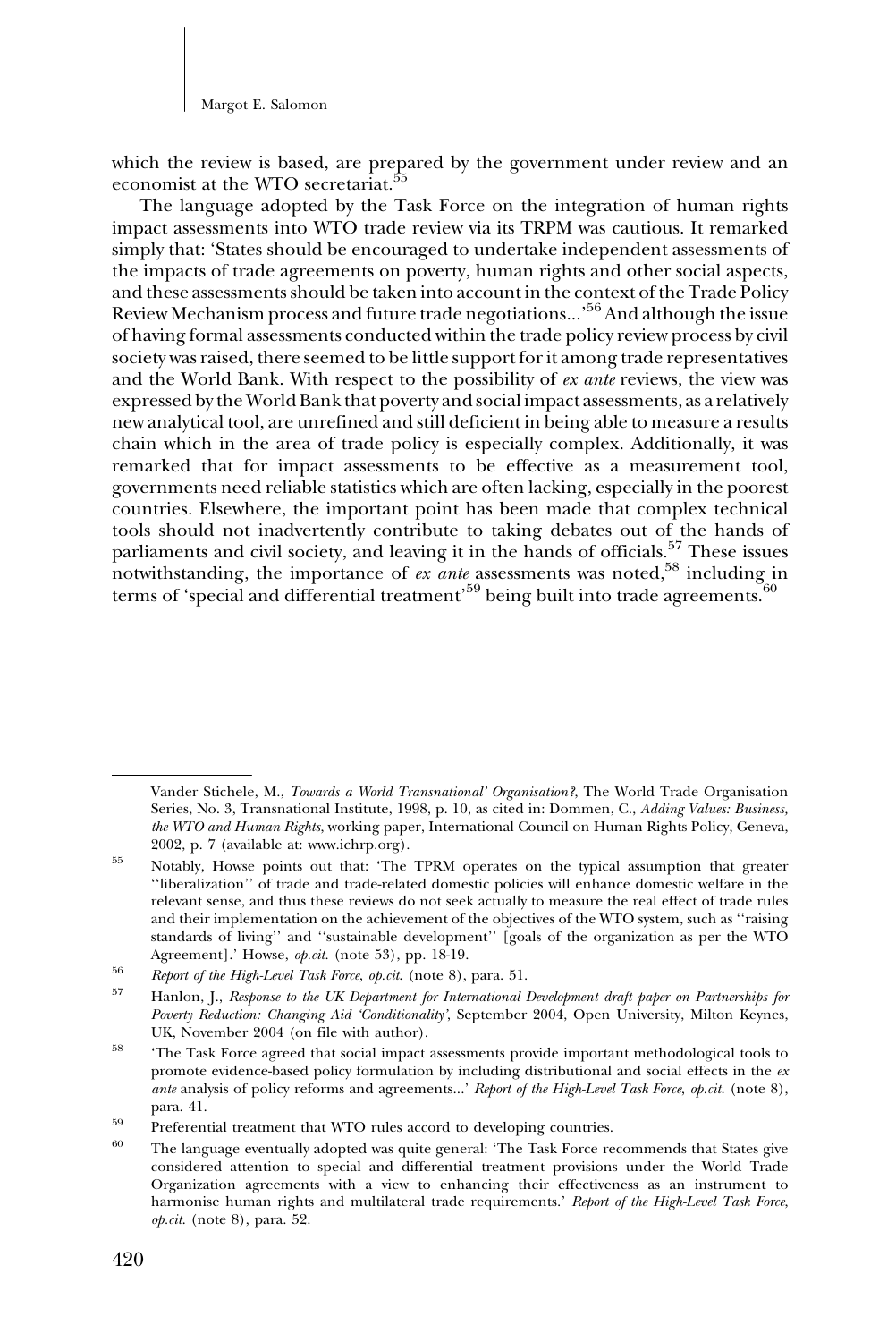which the review is based, are prepared by the government under review and an economist at the WTO secretariat.[55]

The language adopted by the Task Force on the integration of human rights impact assessments into WTO trade review via its TRPM was cautious. It remarked simply that: 'States should be encouraged to undertake independent assessments of the impacts of trade agreements on poverty, human rights and other social aspects, and these assessments should be taken into account in the context of the Trade Policy Review Mechanism process and future trade negotiations...'[56] And although the issue of having formal assessments conducted within the trade policy review process by civil society was raised, there seemed to be little support for it among trade representatives and the World Bank. With respect to the possibility of *ex ante* reviews, the view was expressed by the World Bank that poverty and social impact assessments, as a relatively new analytical tool, are unrefined and still deficient in being able to measure a results chain which in the area of trade policy is especially complex. Additionally, it was remarked that for impact assessments to be effective as a measurement tool, governments need reliable statistics which are often lacking, especially in the poorest countries. Elsewhere, the important point has been made that complex technical tools should not inadvertently contribute to taking debates out of the hands of parliaments and civil society, and leaving it in the hands of officials.[57] These issues notwithstanding, the importance of *ex ante* assessments was noted,[58] including in terms of 'special and differential treatment'[59] being built into trade agreements.[60]

---

Vander Stichele, M., *Towards a World Transnational' Organisation?*, The World Trade Organisation Series, No. 3, Transnational Institute, 1998, p. 10, as cited in: Dommen, C., *Adding Values: Business, the WTO and Human Rights*, working paper, International Council on Human Rights Policy, Geneva, 2002, p. 7 (available at: www.ichrp.org).

[55] Notably, Howse points out that: 'The TPRM operates on the typical assumption that greater ''liberalization'' of trade and trade-related domestic policies will enhance domestic welfare in the relevant sense, and thus these reviews do not seek actually to measure the real effect of trade rules and their implementation on the achievement of the objectives of the WTO system, such as ''raising standards of living'' and ''sustainable development'' [goals of the organization as per the WTO Agreement].' Howse, *op.cit.* (note 53), pp. 18-19.

[56] *Report of the High-Level Task Force*, *op.cit.* (note 8), para. 51.

[57] Hanlon, J., *Response to the UK Department for International Development draft paper on Partnerships for Poverty Reduction: Changing Aid 'Conditionality'*, September 2004, Open University, Milton Keynes, UK, November 2004 (on file with author).

[58] 'The Task Force agreed that social impact assessments provide important methodological tools to promote evidence-based policy formulation by including distributional and social effects in the *ex ante* analysis of policy reforms and agreements...' *Report of the High-Level Task Force*, *op.cit.* (note 8), para. 41.

[59] Preferential treatment that WTO rules accord to developing countries.

[60] The language eventually adopted was quite general: 'The Task Force recommends that States give considered attention to special and differential treatment provisions under the World Trade Organization agreements with a view to enhancing their effectiveness as an instrument to harmonise human rights and multilateral trade requirements.' *Report of the High-Level Task Force*, *op.cit.* (note 8), para. 52.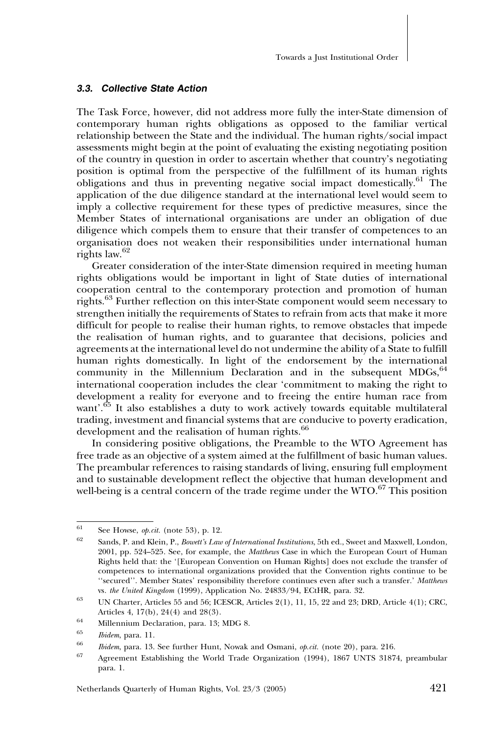### *3.3. Collective State Action*

The Task Force, however, did not address more fully the inter-State dimension of contemporary human rights obligations as opposed to the familiar vertical relationship between the State and the individual. The human rights/social impact assessments might begin at the point of evaluating the existing negotiating position of the country in question in order to ascertain whether that country's negotiating position is optimal from the perspective of the fulfillment of its human rights obligations and thus in preventing negative social impact domestically.[61] The application of the due diligence standard at the international level would seem to imply a collective requirement for these types of predictive measures, since the Member States of international organisations are under an obligation of due diligence which compels them to ensure that their transfer of competences to an organisation does not weaken their responsibilities under international human rights law.[62]

Greater consideration of the inter-State dimension required in meeting human rights obligations would be important in light of State duties of international cooperation central to the contemporary protection and promotion of human rights.[63] Further reflection on this inter-State component would seem necessary to strengthen initially the requirements of States to refrain from acts that make it more difficult for people to realise their human rights, to remove obstacles that impede the realisation of human rights, and to guarantee that decisions, policies and agreements at the international level do not undermine the ability of a State to fulfill human rights domestically. In light of the endorsement by the international community in the Millennium Declaration and in the subsequent MDGs,[64] international cooperation includes the clear 'commitment to making the right to development a reality for everyone and to freeing the entire human race from want'.[65] It also establishes a duty to work actively towards equitable multilateral trading, investment and financial systems that are conducive to poverty eradication, development and the realisation of human rights.[66]

In considering positive obligations, the Preamble to the WTO Agreement has free trade as an objective of a system aimed at the fulfillment of basic human values. The preambular references to raising standards of living, ensuring full employment and to sustainable development reflect the objective that human development and well-being is a central concern of the trade regime under the WTO.[67] This position

---

61 See Howse, *op.cit.* (note 53), p. 12.

62 Sands, P. and Klein, P., *Bowett's Law of International Institutions*, 5th ed., Sweet and Maxwell, London, 2001, pp. 524–525. See, for example, the *Matthews* Case in which the European Court of Human Rights held that: the '[European Convention on Human Rights] does not exclude the transfer of competences to international organizations provided that the Convention rights continue to be ''secured''. Member States' responsibility therefore continues even after such a transfer.' *Matthews* vs. *the United Kingdom* (1999), Application No. 24833/94, ECtHR, para. 32.

63 UN Charter, Articles 55 and 56; ICESCR, Articles 2(1), 11, 15, 22 and 23; DRD, Article 4(1); CRC, Articles 4, 17(b), 24(4) and 28(3).

64 Millennium Declaration, para. 13; MDG 8.

65 *Ibidem*, para. 11.

66 *Ibidem*, para. 13. See further Hunt, Nowak and Osmani, *op.cit.* (note 20), para. 216.

67 Agreement Establishing the World Trade Organization (1994), 1867 UNTS 31874, preambular para. 1.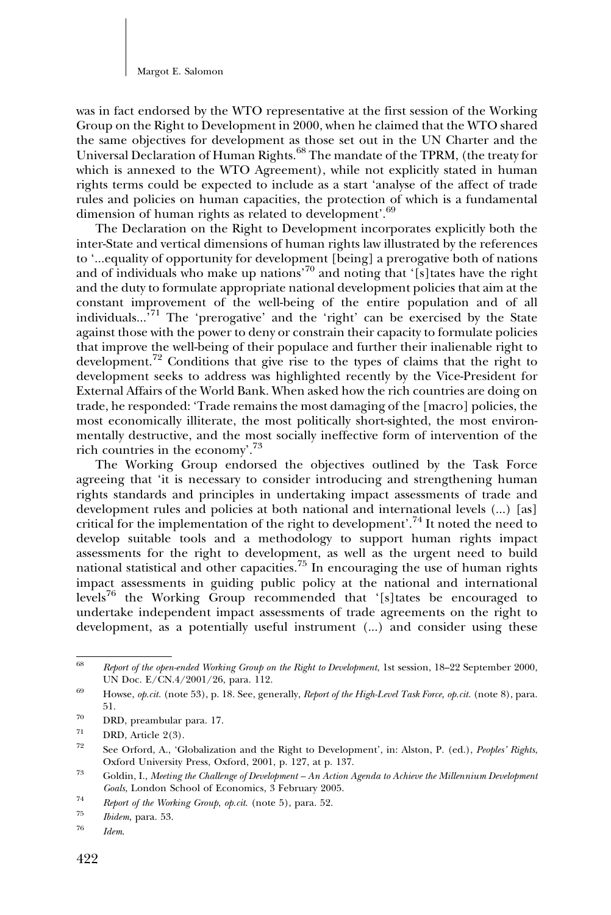was in fact endorsed by the WTO representative at the first session of the Working Group on the Right to Development in 2000, when he claimed that the WTO shared the same objectives for development as those set out in the UN Charter and the Universal Declaration of Human Rights.[68] The mandate of the TPRM, (the treaty for which is annexed to the WTO Agreement), while not explicitly stated in human rights terms could be expected to include as a start 'analyse of the affect of trade rules and policies on human capacities, the protection of which is a fundamental dimension of human rights as related to development'.[69]

The Declaration on the Right to Development incorporates explicitly both the inter-State and vertical dimensions of human rights law illustrated by the references to '...equality of opportunity for development [being] a prerogative both of nations and of individuals who make up nations'[70] and noting that '[s]tates have the right and the duty to formulate appropriate national development policies that aim at the constant improvement of the well-being of the entire population and of all individuals...'[71] The 'prerogative' and the 'right' can be exercised by the State against those with the power to deny or constrain their capacity to formulate policies that improve the well-being of their populace and further their inalienable right to development.[72] Conditions that give rise to the types of claims that the right to development seeks to address was highlighted recently by the Vice-President for External Affairs of the World Bank. When asked how the rich countries are doing on trade, he responded: 'Trade remains the most damaging of the [macro] policies, the most economically illiterate, the most politically short-sighted, the most environmentally destructive, and the most socially ineffective form of intervention of the rich countries in the economy'.[73]

The Working Group endorsed the objectives outlined by the Task Force agreeing that 'it is necessary to consider introducing and strengthening human rights standards and principles in undertaking impact assessments of trade and development rules and policies at both national and international levels (...) [as] critical for the implementation of the right to development'.[74] It noted the need to develop suitable tools and a methodology to support human rights impact assessments for the right to development, as well as the urgent need to build national statistical and other capacities.[75] In encouraging the use of human rights impact assessments in guiding public policy at the national and international levels[76] the Working Group recommended that '[s]tates be encouraged to undertake independent impact assessments of trade agreements on the right to development, as a potentially useful instrument (...) and consider using these

---

[68] *Report of the open-ended Working Group on the Right to Development*, 1st session, 18–22 September 2000, UN Doc. E/CN.4/2001/26, para. 112.

[69] Howse, *op.cit.* (note 53), p. 18. See, generally, *Report of the High-Level Task Force, op.cit.* (note 8), para. 51.

[70] DRD, preambular para. 17.

[71] DRD, Article 2(3).

[72] See Orford, A., 'Globalization and the Right to Development', in: Alston, P. (ed.), *Peoples' Rights*, Oxford University Press, Oxford, 2001, p. 127, at p. 137.

[73] Goldin, I., *Meeting the Challenge of Development – An Action Agenda to Achieve the Millennium Development Goals*, London School of Economics, 3 February 2005.

[74] *Report of the Working Group, op.cit.* (note 5), para. 52.

[75] *Ibidem*, para. 53.

[76] *Idem*.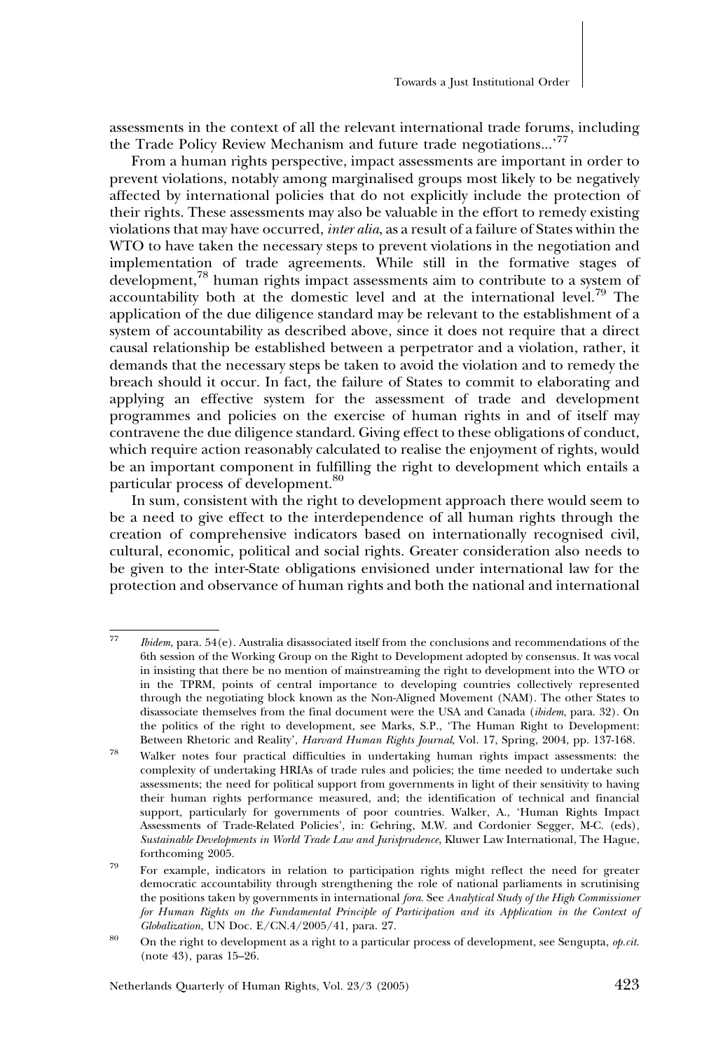assessments in the context of all the relevant international trade forums, including the Trade Policy Review Mechanism and future trade negotiations...'[77]

From a human rights perspective, impact assessments are important in order to prevent violations, notably among marginalised groups most likely to be negatively affected by international policies that do not explicitly include the protection of their rights. These assessments may also be valuable in the effort to remedy existing violations that may have occurred, *inter alia*, as a result of a failure of States within the WTO to have taken the necessary steps to prevent violations in the negotiation and implementation of trade agreements. While still in the formative stages of development,[78] human rights impact assessments aim to contribute to a system of accountability both at the domestic level and at the international level.[79] The application of the due diligence standard may be relevant to the establishment of a system of accountability as described above, since it does not require that a direct causal relationship be established between a perpetrator and a violation, rather, it demands that the necessary steps be taken to avoid the violation and to remedy the breach should it occur. In fact, the failure of States to commit to elaborating and applying an effective system for the assessment of trade and development programmes and policies on the exercise of human rights in and of itself may contravene the due diligence standard. Giving effect to these obligations of conduct, which require action reasonably calculated to realise the enjoyment of rights, would be an important component in fulfilling the right to development which entails a particular process of development.[80]

In sum, consistent with the right to development approach there would seem to be a need to give effect to the interdependence of all human rights through the creation of comprehensive indicators based on internationally recognised civil, cultural, economic, political and social rights. Greater consideration also needs to be given to the inter-State obligations envisioned under international law for the protection and observance of human rights and both the national and international

---

[77] *Ibidem*, para. 54(e). Australia disassociated itself from the conclusions and recommendations of the 6th session of the Working Group on the Right to Development adopted by consensus. It was vocal in insisting that there be no mention of mainstreaming the right to development into the WTO or in the TPRM, points of central importance to developing countries collectively represented through the negotiating block known as the Non-Aligned Movement (NAM). The other States to disassociate themselves from the final document were the USA and Canada (*ibidem*, para. 32). On the politics of the right to development, see Marks, S.P., 'The Human Right to Development: Between Rhetoric and Reality', *Harvard Human Rights Journal*, Vol. 17, Spring, 2004, pp. 137-168.

[78] Walker notes four practical difficulties in undertaking human rights impact assessments: the complexity of undertaking HRIAs of trade rules and policies; the time needed to undertake such assessments; the need for political support from governments in light of their sensitivity to having their human rights performance measured, and; the identification of technical and financial support, particularly for governments of poor countries. Walker, A., 'Human Rights Impact Assessments of Trade-Related Policies', in: Gehring, M.W. and Cordonier Segger, M-C. (eds), *Sustainable Developments in World Trade Law and Jurisprudence*, Kluwer Law International, The Hague, forthcoming 2005.

[79] For example, indicators in relation to participation rights might reflect the need for greater democratic accountability through strengthening the role of national parliaments in scrutinising the positions taken by governments in international *fora*. See *Analytical Study of the High Commissioner for Human Rights on the Fundamental Principle of Participation and its Application in the Context of Globalization*, UN Doc. E/CN.4/2005/41, para. 27.

[80] On the right to development as a right to a particular process of development, see Sengupta, *op.cit.* (note 43), paras 15–26.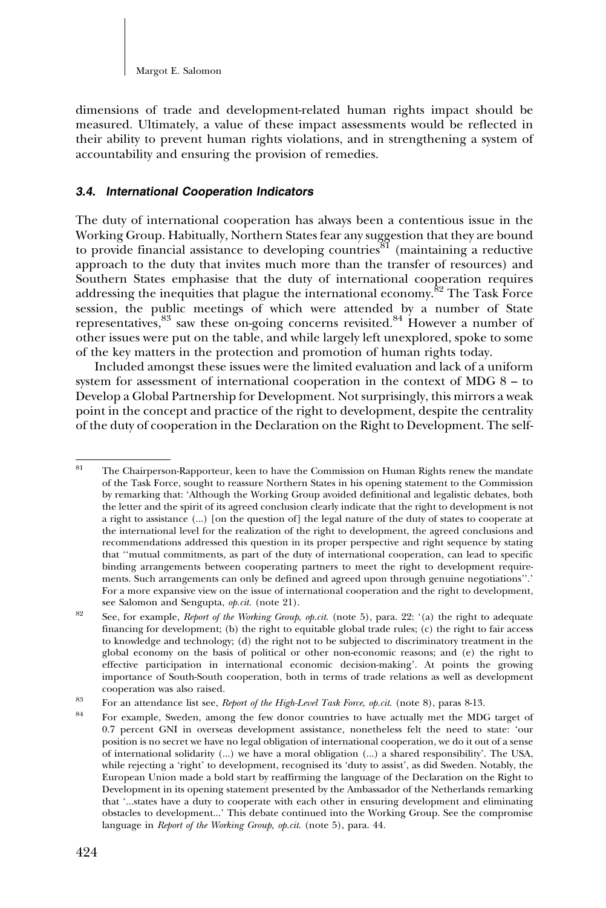dimensions of trade and development-related human rights impact should be measured. Ultimately, a value of these impact assessments would be reflected in their ability to prevent human rights violations, and in strengthening a system of accountability and ensuring the provision of remedies.

### *3.4. International Cooperation Indicators*

The duty of international cooperation has always been a contentious issue in the Working Group. Habitually, Northern States fear any suggestion that they are bound to provide financial assistance to developing countries[81] (maintaining a reductive approach to the duty that invites much more than the transfer of resources) and Southern States emphasise that the duty of international cooperation requires addressing the inequities that plague the international economy.[82] The Task Force session, the public meetings of which were attended by a number of State representatives,[83] saw these on-going concerns revisited.[84] However a number of other issues were put on the table, and while largely left unexplored, spoke to some of the key matters in the protection and promotion of human rights today.

Included amongst these issues were the limited evaluation and lack of a uniform system for assessment of international cooperation in the context of MDG 8 – to Develop a Global Partnership for Development. Not surprisingly, this mirrors a weak point in the concept and practice of the right to development, despite the centrality of the duty of cooperation in the Declaration on the Right to Development. The self-

---

[81] The Chairperson-Rapporteur, keen to have the Commission on Human Rights renew the mandate of the Task Force, sought to reassure Northern States in his opening statement to the Commission by remarking that: 'Although the Working Group avoided definitional and legalistic debates, both the letter and the spirit of its agreed conclusion clearly indicate that the right to development is not a right to assistance (...) [on the question of] the legal nature of the duty of states to cooperate at the international level for the realization of the right to development, the agreed conclusions and recommendations addressed this question in its proper perspective and right sequence by stating that ''mutual commitments, as part of the duty of international cooperation, can lead to specific binding arrangements between cooperating partners to meet the right to development requirements. Such arrangements can only be defined and agreed upon through genuine negotiations''.' For a more expansive view on the issue of international cooperation and the right to development, see Salomon and Sengupta, *op.cit.* (note 21).

[82] See, for example, *Report of the Working Group*, *op.cit.* (note 5), para. 22: '(a) the right to adequate financing for development; (b) the right to equitable global trade rules; (c) the right to fair access to knowledge and technology; (d) the right not to be subjected to discriminatory treatment in the global economy on the basis of political or other non-economic reasons; and (e) the right to effective participation in international economic decision-making'. At points the growing importance of South-South cooperation, both in terms of trade relations as well as development cooperation was also raised.

[83] For an attendance list see, *Report of the High-Level Task Force*, *op.cit.* (note 8), paras 8-13.

[84] For example, Sweden, among the few donor countries to have actually met the MDG target of 0.7 percent GNI in overseas development assistance, nonetheless felt the need to state: 'our position is no secret we have no legal obligation of international cooperation, we do it out of a sense of international solidarity (...) we have a moral obligation (...) a shared responsibility'. The USA, while rejecting a 'right' to development, recognised its 'duty to assist', as did Sweden. Notably, the European Union made a bold start by reaffirming the language of the Declaration on the Right to Development in its opening statement presented by the Ambassador of the Netherlands remarking that '...states have a duty to cooperate with each other in ensuring development and eliminating obstacles to development...' This debate continued into the Working Group. See the compromise language in *Report of the Working Group, op.cit.* (note 5), para. 44.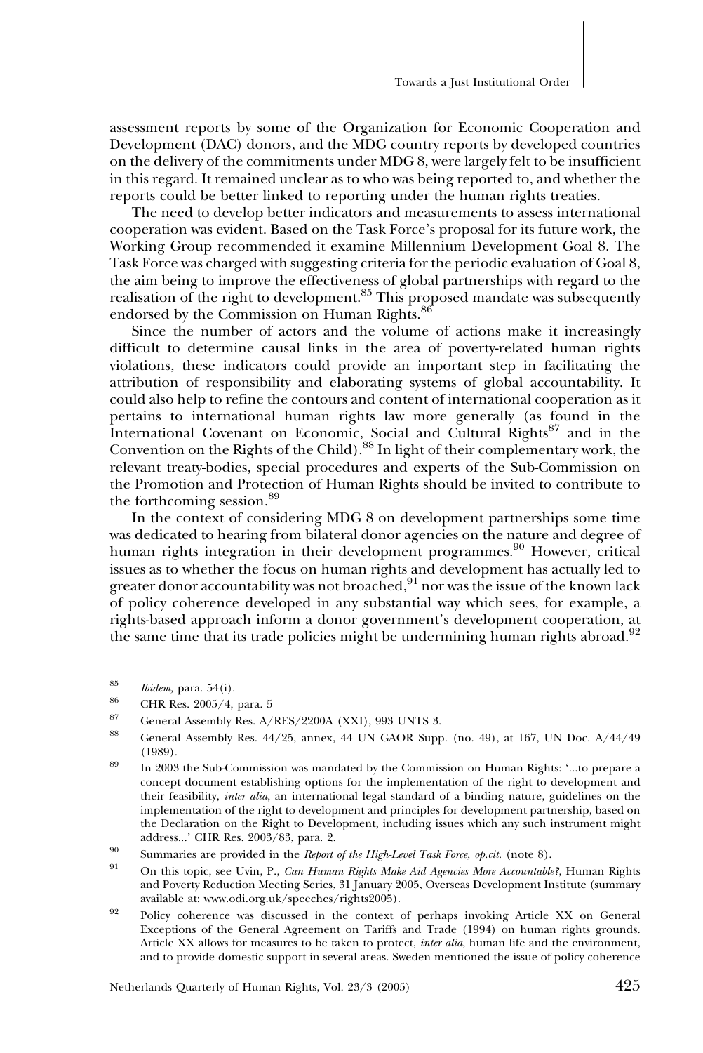assessment reports by some of the Organization for Economic Cooperation and Development (DAC) donors, and the MDG country reports by developed countries on the delivery of the commitments under MDG 8, were largely felt to be insufficient in this regard. It remained unclear as to who was being reported to, and whether the reports could be better linked to reporting under the human rights treaties.

The need to develop better indicators and measurements to assess international cooperation was evident. Based on the Task Force's proposal for its future work, the Working Group recommended it examine Millennium Development Goal 8. The Task Force was charged with suggesting criteria for the periodic evaluation of Goal 8, the aim being to improve the effectiveness of global partnerships with regard to the realisation of the right to development.[85] This proposed mandate was subsequently endorsed by the Commission on Human Rights.[86]

Since the number of actors and the volume of actions make it increasingly difficult to determine causal links in the area of poverty-related human rights violations, these indicators could provide an important step in facilitating the attribution of responsibility and elaborating systems of global accountability. It could also help to refine the contours and content of international cooperation as it pertains to international human rights law more generally (as found in the International Covenant on Economic, Social and Cultural Rights[87] and in the Convention on the Rights of the Child).[88] In light of their complementary work, the relevant treaty-bodies, special procedures and experts of the Sub-Commission on the Promotion and Protection of Human Rights should be invited to contribute to the forthcoming session.[89]

In the context of considering MDG 8 on development partnerships some time was dedicated to hearing from bilateral donor agencies on the nature and degree of human rights integration in their development programmes.[90] However, critical issues as to whether the focus on human rights and development has actually led to greater donor accountability was not broached,[91] nor was the issue of the known lack of policy coherence developed in any substantial way which sees, for example, a rights-based approach inform a donor government's development cooperation, at the same time that its trade policies might be undermining human rights abroad.[92]

---

[85] *Ibidem*, para. 54(i).

[86] CHR Res. 2005/4, para. 5

[87] General Assembly Res. A/RES/2200A (XXI), 993 UNTS 3.

[88] General Assembly Res. 44/25, annex, 44 UN GAOR Supp. (no. 49), at 167, UN Doc. A/44/49 (1989).

[89] In 2003 the Sub-Commission was mandated by the Commission on Human Rights: '...to prepare a concept document establishing options for the implementation of the right to development and their feasibility, *inter alia*, an international legal standard of a binding nature, guidelines on the implementation of the right to development and principles for development partnership, based on the Declaration on the Right to Development, including issues which any such instrument might address...' CHR Res. 2003/83, para. 2.

[90] Summaries are provided in the *Report of the High-Level Task Force*, *op.cit.* (note 8).

[91] On this topic, see Uvin, P., *Can Human Rights Make Aid Agencies More Accountable?*, Human Rights and Poverty Reduction Meeting Series, 31 January 2005, Overseas Development Institute (summary available at: www.odi.org.uk/speeches/rights2005).

[92] Policy coherence was discussed in the context of perhaps invoking Article XX on General Exceptions of the General Agreement on Tariffs and Trade (1994) on human rights grounds. Article XX allows for measures to be taken to protect, *inter alia*, human life and the environment, and to provide domestic support in several areas. Sweden mentioned the issue of policy coherence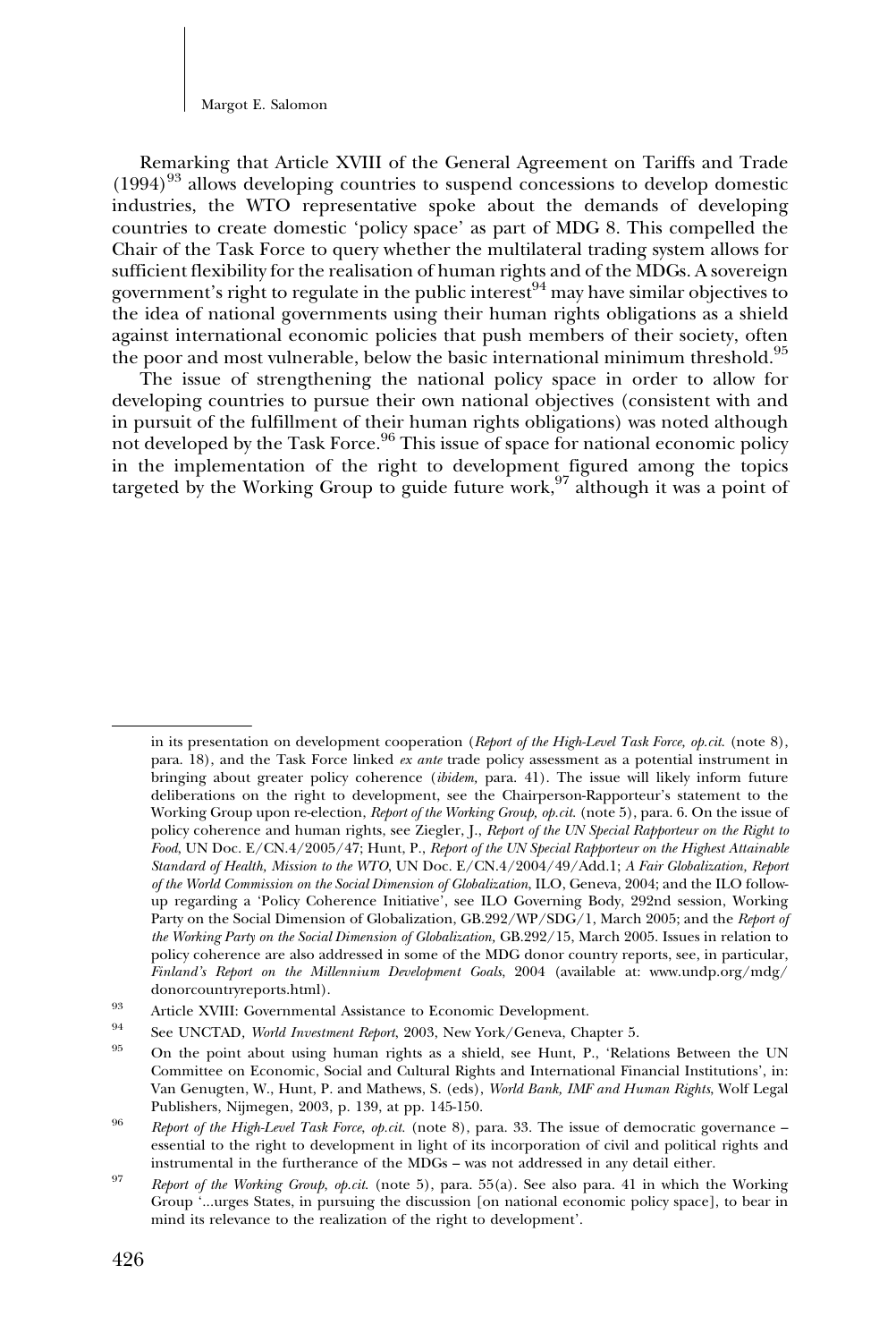Remarking that Article XVIII of the General Agreement on Tariffs and Trade (1994)[93] allows developing countries to suspend concessions to develop domestic industries, the WTO representative spoke about the demands of developing countries to create domestic 'policy space' as part of MDG 8. This compelled the Chair of the Task Force to query whether the multilateral trading system allows for sufficient flexibility for the realisation of human rights and of the MDGs. A sovereign government's right to regulate in the public interest[94] may have similar objectives to the idea of national governments using their human rights obligations as a shield against international economic policies that push members of their society, often the poor and most vulnerable, below the basic international minimum threshold.[95]

The issue of strengthening the national policy space in order to allow for developing countries to pursue their own national objectives (consistent with and in pursuit of the fulfillment of their human rights obligations) was noted although not developed by the Task Force.[96] This issue of space for national economic policy in the implementation of the right to development figured among the topics targeted by the Working Group to guide future work,[97] although it was a point of

---

in its presentation on development cooperation (*Report of the High-Level Task Force, op.cit.* (note 8), para. 18), and the Task Force linked *ex ante* trade policy assessment as a potential instrument in bringing about greater policy coherence (*ibidem,* para. 41). The issue will likely inform future deliberations on the right to development, see the Chairperson-Rapporteur's statement to the Working Group upon re-election, *Report of the Working Group, op.cit.* (note 5), para. 6. On the issue of policy coherence and human rights, see Ziegler, J., *Report of the UN Special Rapporteur on the Right to Food*, UN Doc. E/CN.4/2005/47; Hunt, P., *Report of the UN Special Rapporteur on the Highest Attainable Standard of Health, Mission to the WTO*, UN Doc. E/CN.4/2004/49/Add.1; *A Fair Globalization, Report of the World Commission on the Social Dimension of Globalization*, ILO, Geneva, 2004; and the ILO follow-up regarding a 'Policy Coherence Initiative', see ILO Governing Body, 292nd session, Working Party on the Social Dimension of Globalization, GB.292/WP/SDG/1, March 2005; and the *Report of the Working Party on the Social Dimension of Globalization*, GB.292/15, March 2005. Issues in relation to policy coherence are also addressed in some of the MDG donor country reports, see, in particular, *Finland's Report on the Millennium Development Goals*, 2004 (available at: www.undp.org/mdg/donorcountryreports.html).

[93] Article XVIII: Governmental Assistance to Economic Development.

[94] See UNCTAD, *World Investment Report*, 2003, New York/Geneva, Chapter 5.

[95] On the point about using human rights as a shield, see Hunt, P., 'Relations Between the UN Committee on Economic, Social and Cultural Rights and International Financial Institutions', in: Van Genugten, W., Hunt, P. and Mathews, S. (eds), *World Bank, IMF and Human Rights*, Wolf Legal Publishers, Nijmegen, 2003, p. 139, at pp. 145-150.

[96] *Report of the High-Level Task Force, op.cit.* (note 8), para. 33. The issue of democratic governance – essential to the right to development in light of its incorporation of civil and political rights and instrumental in the furtherance of the MDGs – was not addressed in any detail either.

[97] *Report of the Working Group, op.cit.* (note 5), para. 55(a). See also para. 41 in which the Working Group '...urges States, in pursuing the discussion [on national economic policy space], to bear in mind its relevance to the realization of the right to development'.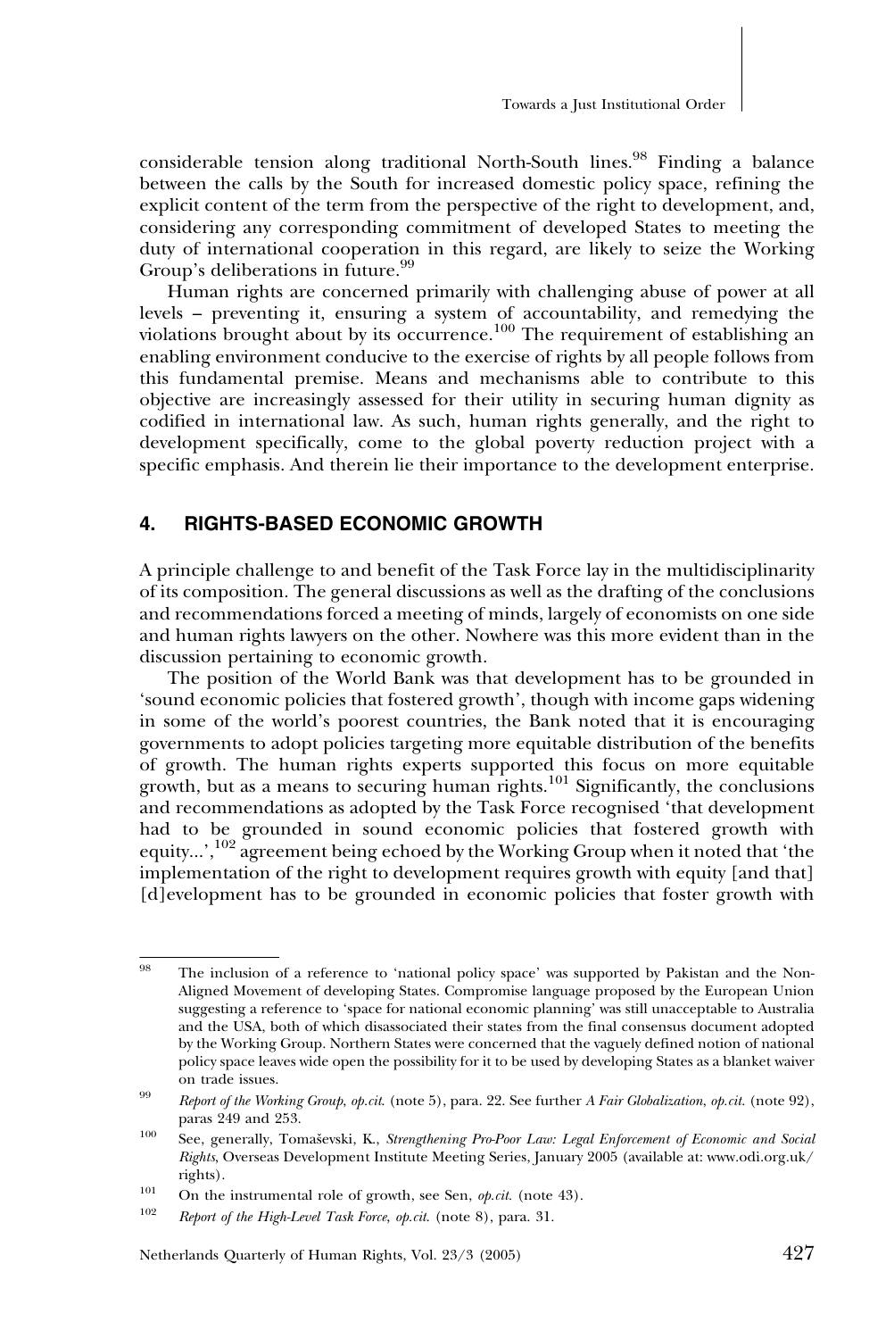considerable tension along traditional North-South lines.[98] Finding a balance between the calls by the South for increased domestic policy space, refining the explicit content of the term from the perspective of the right to development, and, considering any corresponding commitment of developed States to meeting the duty of international cooperation in this regard, are likely to seize the Working Group's deliberations in future.[99]

Human rights are concerned primarily with challenging abuse of power at all levels – preventing it, ensuring a system of accountability, and remedying the violations brought about by its occurrence.[100] The requirement of establishing an enabling environment conducive to the exercise of rights by all people follows from this fundamental premise. Means and mechanisms able to contribute to this objective are increasingly assessed for their utility in securing human dignity as codified in international law. As such, human rights generally, and the right to development specifically, come to the global poverty reduction project with a specific emphasis. And therein lie their importance to the development enterprise.

## 4. RIGHTS-BASED ECONOMIC GROWTH

A principle challenge to and benefit of the Task Force lay in the multidisciplinarity of its composition. The general discussions as well as the drafting of the conclusions and recommendations forced a meeting of minds, largely of economists on one side and human rights lawyers on the other. Nowhere was this more evident than in the discussion pertaining to economic growth.

The position of the World Bank was that development has to be grounded in 'sound economic policies that fostered growth', though with income gaps widening in some of the world's poorest countries, the Bank noted that it is encouraging governments to adopt policies targeting more equitable distribution of the benefits of growth. The human rights experts supported this focus on more equitable growth, but as a means to securing human rights.[101] Significantly, the conclusions and recommendations as adopted by the Task Force recognised 'that development had to be grounded in sound economic policies that fostered growth with equity...',[102] agreement being echoed by the Working Group when it noted that 'the implementation of the right to development requires growth with equity [and that] [d]evelopment has to be grounded in economic policies that foster growth with

---

[98] The inclusion of a reference to 'national policy space' was supported by Pakistan and the Non-Aligned Movement of developing States. Compromise language proposed by the European Union suggesting a reference to 'space for national economic planning' was still unacceptable to Australia and the USA, both of which disassociated their states from the final consensus document adopted by the Working Group. Northern States were concerned that the vaguely defined notion of national policy space leaves wide open the possibility for it to be used by developing States as a blanket waiver on trade issues.

[99] *Report of the Working Group*, *op.cit.* (note 5), para. 22. See further *A Fair Globalization*, *op.cit.* (note 92), paras 249 and 253.

[100] See, generally, Tomaševski, K., *Strengthening Pro-Poor Law: Legal Enforcement of Economic and Social Rights*, Overseas Development Institute Meeting Series, January 2005 (available at: www.odi.org.uk/rights).

[101] On the instrumental role of growth, see Sen, *op.cit.* (note 43).

[102] *Report of the High-Level Task Force*, *op.cit.* (note 8), para. 31.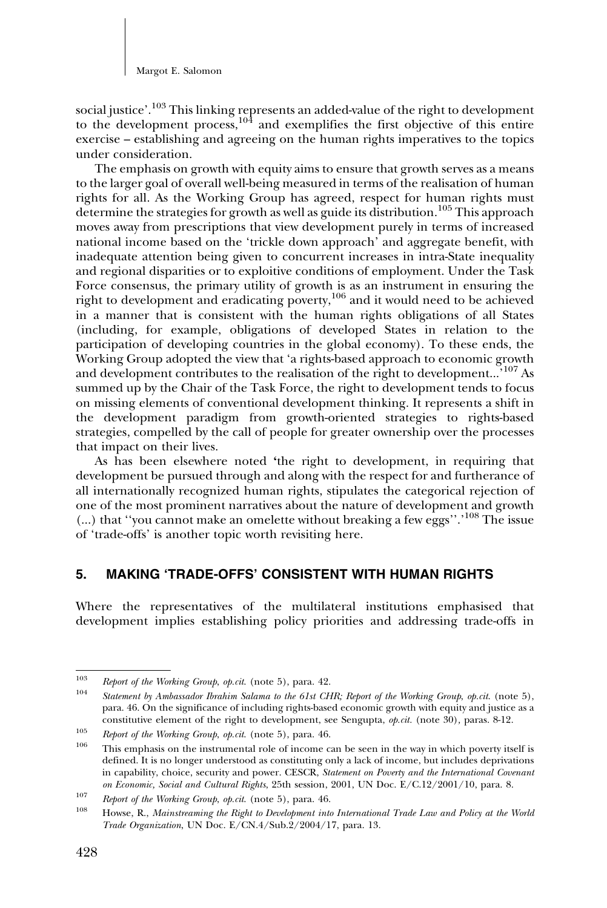social justice'.[103] This linking represents an added-value of the right to development to the development process,[104] and exemplifies the first objective of this entire exercise – establishing and agreeing on the human rights imperatives to the topics under consideration.

The emphasis on growth with equity aims to ensure that growth serves as a means to the larger goal of overall well-being measured in terms of the realisation of human rights for all. As the Working Group has agreed, respect for human rights must determine the strategies for growth as well as guide its distribution.[105] This approach moves away from prescriptions that view development purely in terms of increased national income based on the 'trickle down approach' and aggregate benefit, with inadequate attention being given to concurrent increases in intra-State inequality and regional disparities or to exploitive conditions of employment. Under the Task Force consensus, the primary utility of growth is as an instrument in ensuring the right to development and eradicating poverty,[106] and it would need to be achieved in a manner that is consistent with the human rights obligations of all States (including, for example, obligations of developed States in relation to the participation of developing countries in the global economy). To these ends, the Working Group adopted the view that 'a rights-based approach to economic growth and development contributes to the realisation of the right to development...'[107] As summed up by the Chair of the Task Force, the right to development tends to focus on missing elements of conventional development thinking. It represents a shift in the development paradigm from growth-oriented strategies to rights-based strategies, compelled by the call of people for greater ownership over the processes that impact on their lives.

As has been elsewhere noted 'the right to development, in requiring that development be pursued through and along with the respect for and furtherance of all internationally recognized human rights, stipulates the categorical rejection of one of the most prominent narratives about the nature of development and growth (...) that ''you cannot make an omelette without breaking a few eggs''.'[108] The issue of 'trade-offs' is another topic worth revisiting here.

## 5. MAKING 'TRADE-OFFS' CONSISTENT WITH HUMAN RIGHTS

Where the representatives of the multilateral institutions emphasised that development implies establishing policy priorities and addressing trade-offs in

---

[103] *Report of the Working Group*, *op.cit.* (note 5), para. 42.

[104] *Statement by Ambassador Ibrahim Salama to the 61st CHR; Report of the Working Group*, *op.cit.* (note 5), para. 46. On the significance of including rights-based economic growth with equity and justice as a constitutive element of the right to development, see Sengupta, *op.cit.* (note 30), paras. 8-12.

[105] *Report of the Working Group*, *op.cit.* (note 5), para. 46.

[106] This emphasis on the instrumental role of income can be seen in the way in which poverty itself is defined. It is no longer understood as constituting only a lack of income, but includes deprivations in capability, choice, security and power. CESCR, *Statement on Poverty and the International Covenant on Economic, Social and Cultural Rights*, 25th session, 2001, UN Doc. E/C.12/2001/10, para. 8.

[107] *Report of the Working Group*, *op.cit.* (note 5), para. 46.

[108] Howse, R., *Mainstreaming the Right to Development into International Trade Law and Policy at the World Trade Organization*, UN Doc. E/CN.4/Sub.2/2004/17, para. 13.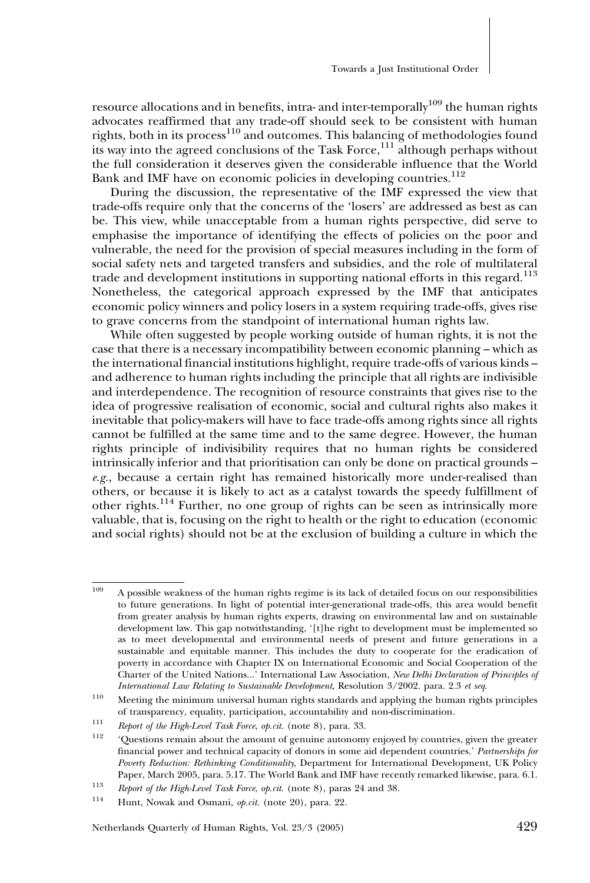resource allocations and in benefits, intra- and inter-temporally[109] the human rights advocates reaffirmed that any trade-off should seek to be consistent with human rights, both in its process[110] and outcomes. This balancing of methodologies found its way into the agreed conclusions of the Task Force,[111] although perhaps without the full consideration it deserves given the considerable influence that the World Bank and IMF have on economic policies in developing countries.[112]

During the discussion, the representative of the IMF expressed the view that trade-offs require only that the concerns of the 'losers' are addressed as best as can be. This view, while unacceptable from a human rights perspective, did serve to emphasise the importance of identifying the effects of policies on the poor and vulnerable, the need for the provision of special measures including in the form of social safety nets and targeted transfers and subsidies, and the role of multilateral trade and development institutions in supporting national efforts in this regard.[113] Nonetheless, the categorical approach expressed by the IMF that anticipates economic policy winners and policy losers in a system requiring trade-offs, gives rise to grave concerns from the standpoint of international human rights law.

While often suggested by people working outside of human rights, it is not the case that there is a necessary incompatibility between economic planning – which as the international financial institutions highlight, require trade-offs of various kinds – and adherence to human rights including the principle that all rights are indivisible and interdependence. The recognition of resource constraints that gives rise to the idea of progressive realisation of economic, social and cultural rights also makes it inevitable that policy-makers will have to face trade-offs among rights since all rights cannot be fulfilled at the same time and to the same degree. However, the human rights principle of indivisibility requires that no human rights be considered intrinsically inferior and that prioritisation can only be done on practical grounds – *e.g.*, because a certain right has remained historically more under-realised than others, or because it is likely to act as a catalyst towards the speedy fulfillment of other rights.[114] Further, no one group of rights can be seen as intrinsically more valuable, that is, focusing on the right to health or the right to education (economic and social rights) should not be at the exclusion of building a culture in which the

---

[109] A possible weakness of the human rights regime is its lack of detailed focus on our responsibilities to future generations. In light of potential inter-generational trade-offs, this area would benefit from greater analysis by human rights experts, drawing on environmental law and on sustainable development law. This gap notwithstanding, '[t]he right to development must be implemented so as to meet developmental and environmental needs of present and future generations in a sustainable and equitable manner. This includes the duty to cooperate for the eradication of poverty in accordance with Chapter IX on International Economic and Social Cooperation of the Charter of the United Nations...' International Law Association, *New Delhi Declaration of Principles of International Law Relating to Sustainable Development,* Resolution 3/2002. para. 2.3 *et seq.*

[110] Meeting the minimum universal human rights standards and applying the human rights principles of transparency, equality, participation, accountability and non-discrimination.

[111] *Report of the High-Level Task Force, op.cit.* (note 8), para. 33.

[112] 'Questions remain about the amount of genuine autonomy enjoyed by countries, given the greater financial power and technical capacity of donors in some aid dependent countries.' *Partnerships for Poverty Reduction: Rethinking Conditionality*, Department for International Development, UK Policy Paper, March 2005, para. 5.17. The World Bank and IMF have recently remarked likewise, para. 6.1.

[113] *Report of the High-Level Task Force, op.cit.* (note 8), paras 24 and 38.

[114] Hunt, Nowak and Osmani, *op.cit.* (note 20), para. 22.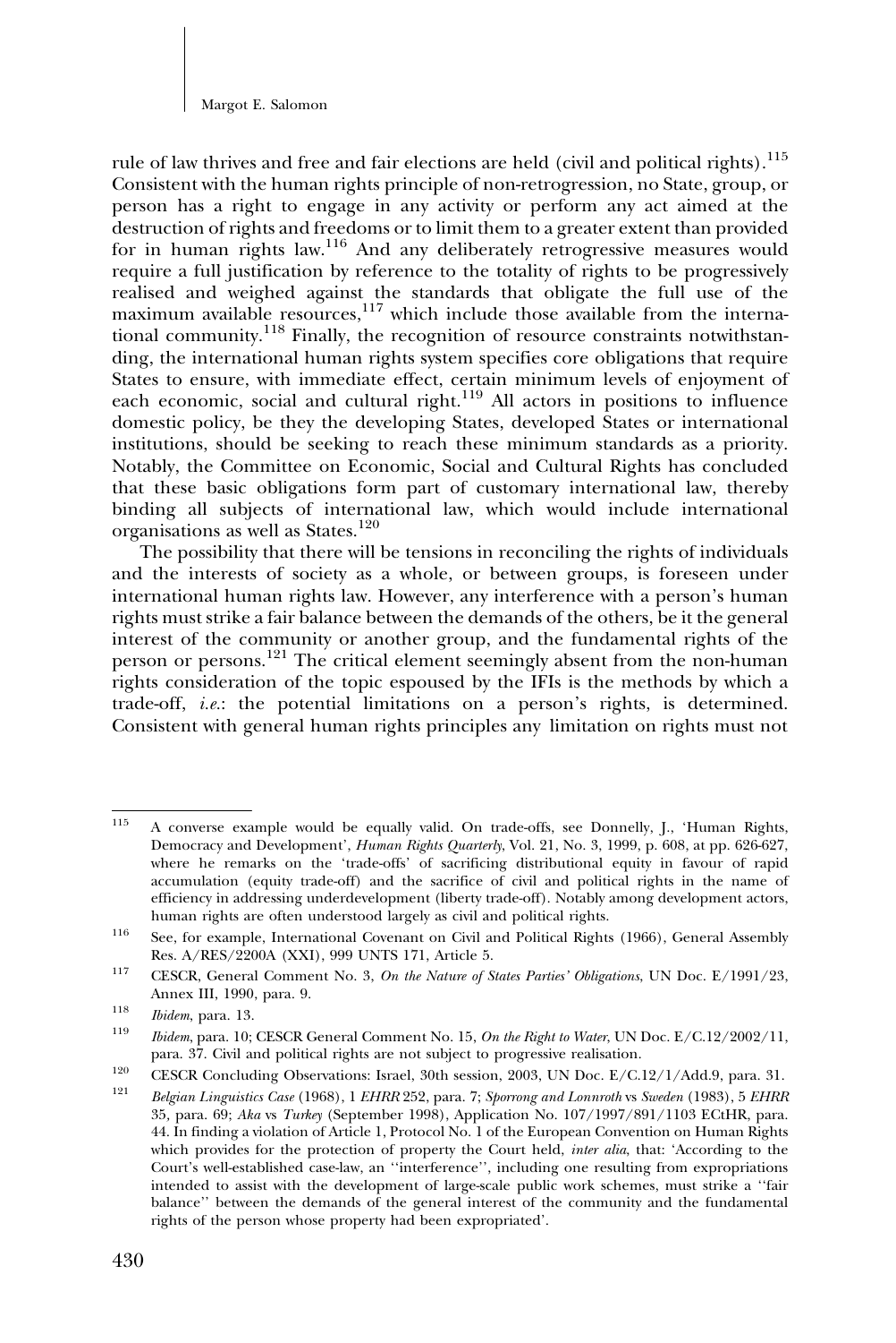rule of law thrives and free and fair elections are held (civil and political rights).[115] Consistent with the human rights principle of non-retrogression, no State, group, or person has a right to engage in any activity or perform any act aimed at the destruction of rights and freedoms or to limit them to a greater extent than provided for in human rights law.[116] And any deliberately retrogressive measures would require a full justification by reference to the totality of rights to be progressively realised and weighed against the standards that obligate the full use of the maximum available resources,[117] which include those available from the international community.[118] Finally, the recognition of resource constraints notwithstanding, the international human rights system specifies core obligations that require States to ensure, with immediate effect, certain minimum levels of enjoyment of each economic, social and cultural right.[119] All actors in positions to influence domestic policy, be they the developing States, developed States or international institutions, should be seeking to reach these minimum standards as a priority. Notably, the Committee on Economic, Social and Cultural Rights has concluded that these basic obligations form part of customary international law, thereby binding all subjects of international law, which would include international organisations as well as States.[120]

The possibility that there will be tensions in reconciling the rights of individuals and the interests of society as a whole, or between groups, is foreseen under international human rights law. However, any interference with a person's human rights must strike a fair balance between the demands of the others, be it the general interest of the community or another group, and the fundamental rights of the person or persons.[121] The critical element seemingly absent from the non-human rights consideration of the topic espoused by the IFIs is the methods by which a trade-off, *i.e.*: the potential limitations on a person's rights, is determined. Consistent with general human rights principles any limitation on rights must not

---

[115] A converse example would be equally valid. On trade-offs, see Donnelly, J., 'Human Rights, Democracy and Development', *Human Rights Quarterly*, Vol. 21, No. 3, 1999, p. 608, at pp. 626-627, where he remarks on the 'trade-offs' of sacrificing distributional equity in favour of rapid accumulation (equity trade-off) and the sacrifice of civil and political rights in the name of efficiency in addressing underdevelopment (liberty trade-off). Notably among development actors, human rights are often understood largely as civil and political rights.

[116] See, for example, International Covenant on Civil and Political Rights (1966), General Assembly Res. A/RES/2200A (XXI), 999 UNTS 171, Article 5.

[117] CESCR, General Comment No. 3, *On the Nature of States Parties' Obligations*, UN Doc. E/1991/23, Annex III, 1990, para. 9.

[118] *Ibidem*, para. 13.

[119] *Ibidem*, para. 10; CESCR General Comment No. 15, *On the Right to Water*, UN Doc. E/C.12/2002/11, para. 37. Civil and political rights are not subject to progressive realisation.

[120] CESCR Concluding Observations: Israel, 30th session, 2003, UN Doc. E/C.12/1/Add.9, para. 31.

[121] *Belgian Linguistics Case* (1968), 1 *EHRR* 252, para. 7; *Sporrong and Lonnroth* vs *Sweden* (1983), 5 *EHRR* 35, para. 69; *Aka* vs *Turkey* (September 1998), Application No. 107/1997/891/1103 ECtHR, para. 44. In finding a violation of Article 1, Protocol No. 1 of the European Convention on Human Rights which provides for the protection of property the Court held, *inter alia*, that: 'According to the Court's well-established case-law, an "interference", including one resulting from expropriations intended to assist with the development of large-scale public work schemes, must strike a "fair balance" between the demands of the general interest of the community and the fundamental rights of the person whose property had been expropriated'.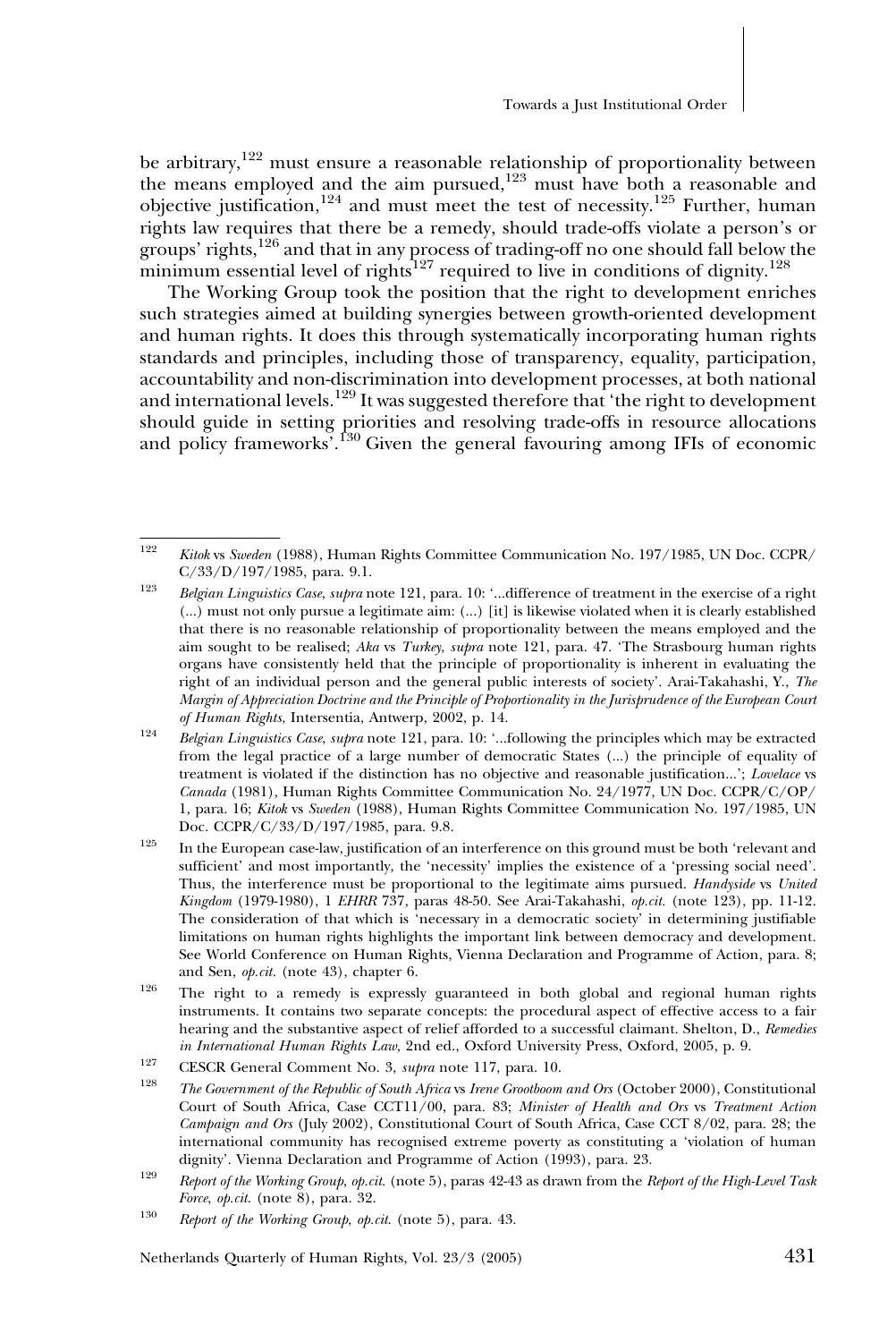be arbitrary,[122] must ensure a reasonable relationship of proportionality between the means employed and the aim pursued,[123] must have both a reasonable and objective justification,[124] and must meet the test of necessity.[125] Further, human rights law requires that there be a remedy, should trade-offs violate a person's or groups' rights,[126] and that in any process of trading-off no one should fall below the minimum essential level of rights[127] required to live in conditions of dignity.[128]

The Working Group took the position that the right to development enriches such strategies aimed at building synergies between growth-oriented development and human rights. It does this through systematically incorporating human rights standards and principles, including those of transparency, equality, participation, accountability and non-discrimination into development processes, at both national and international levels.[129] It was suggested therefore that 'the right to development should guide in setting priorities and resolving trade-offs in resource allocations and policy frameworks'.[130] Given the general favouring among IFIs of economic

---

[122] *Kitok* vs *Sweden* (1988), Human Rights Committee Communication No. 197/1985, UN Doc. CCPR/C/33/D/197/1985, para. 9.1.

[123] *Belgian Linguistics Case*, *supra* note 121, para. 10: '...difference of treatment in the exercise of a right (...) must not only pursue a legitimate aim: (...) [it] is likewise violated when it is clearly established that there is no reasonable relationship of proportionality between the means employed and the aim sought to be realised; *Aka* vs *Turkey*, *supra* note 121, para. 47. 'The Strasbourg human rights organs have consistently held that the principle of proportionality is inherent in evaluating the right of an individual person and the general public interests of society'. Arai-Takahashi, Y., *The Margin of Appreciation Doctrine and the Principle of Proportionality in the Jurisprudence of the European Court of Human Rights*, Intersentia, Antwerp, 2002, p. 14.

[124] *Belgian Linguistics Case*, *supra* note 121, para. 10: '...following the principles which may be extracted from the legal practice of a large number of democratic States (...) the principle of equality of treatment is violated if the distinction has no objective and reasonable justification...'; *Lovelace* vs *Canada* (1981), Human Rights Committee Communication No. 24/1977, UN Doc. CCPR/C/OP/1, para. 16; *Kitok* vs *Sweden* (1988), Human Rights Committee Communication No. 197/1985, UN Doc. CCPR/C/33/D/197/1985, para. 9.8.

[125] In the European case-law, justification of an interference on this ground must be both 'relevant and sufficient' and most importantly, the 'necessity' implies the existence of a 'pressing social need'. Thus, the interference must be proportional to the legitimate aims pursued. *Handyside* vs *United Kingdom* (1979-1980), 1 *EHRR* 737, paras 48-50. See Arai-Takahashi, *op.cit.* (note 123), pp. 11-12. The consideration of that which is 'necessary in a democratic society' in determining justifiable limitations on human rights highlights the important link between democracy and development. See World Conference on Human Rights, Vienna Declaration and Programme of Action, para. 8; and Sen, *op.cit.* (note 43), chapter 6.

[126] The right to a remedy is expressly guaranteed in both global and regional human rights instruments. It contains two separate concepts: the procedural aspect of effective access to a fair hearing and the substantive aspect of relief afforded to a successful claimant. Shelton, D., *Remedies in International Human Rights Law*, 2nd ed., Oxford University Press, Oxford, 2005, p. 9.

[127] CESCR General Comment No. 3, *supra* note 117, para. 10.

[128] *The Government of the Republic of South Africa* vs *Irene Grootboom and Ors* (October 2000), Constitutional Court of South Africa, Case CCT11/00, para. 83; *Minister of Health and Ors* vs *Treatment Action Campaign and Ors* (July 2002), Constitutional Court of South Africa, Case CCT 8/02, para. 28; the international community has recognised extreme poverty as constituting a 'violation of human dignity'. Vienna Declaration and Programme of Action (1993), para. 23.

[129] *Report of the Working Group*, *op.cit.* (note 5), paras 42-43 as drawn from the *Report of the High-Level Task Force*, *op.cit.* (note 8), para. 32.

[130] *Report of the Working Group*, *op.cit.* (note 5), para. 43.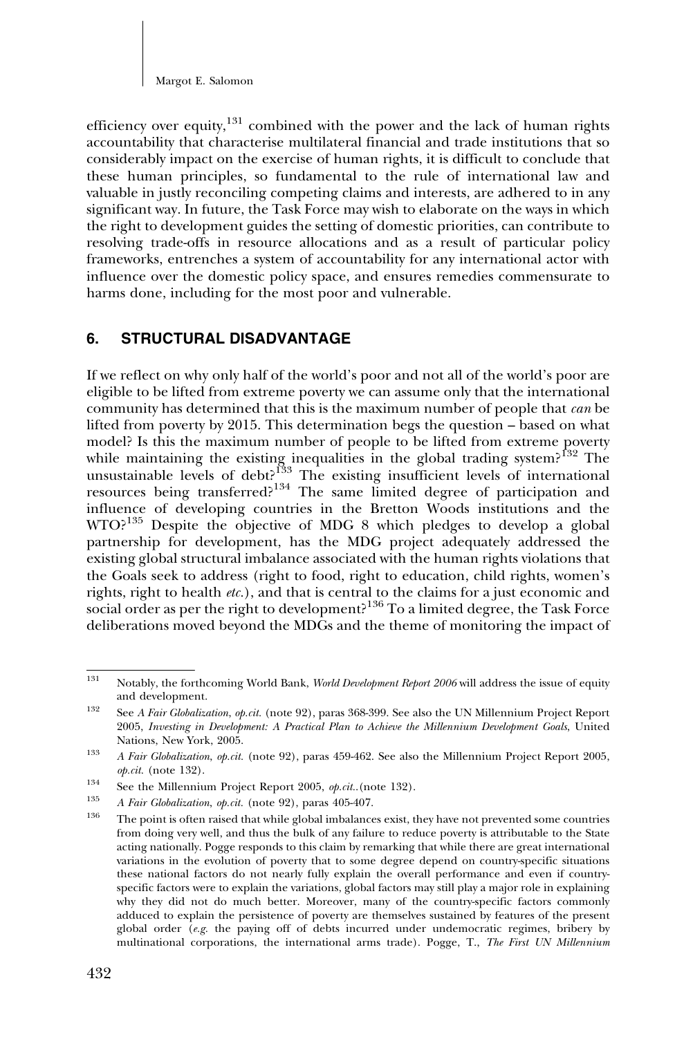efficiency over equity,[131] combined with the power and the lack of human rights accountability that characterise multilateral financial and trade institutions that so considerably impact on the exercise of human rights, it is difficult to conclude that these human principles, so fundamental to the rule of international law and valuable in justly reconciling competing claims and interests, are adhered to in any significant way. In future, the Task Force may wish to elaborate on the ways in which the right to development guides the setting of domestic priorities, can contribute to resolving trade-offs in resource allocations and as a result of particular policy frameworks, entrenches a system of accountability for any international actor with influence over the domestic policy space, and ensures remedies commensurate to harms done, including for the most poor and vulnerable.

## 6. STRUCTURAL DISADVANTAGE

If we reflect on why only half of the world's poor and not all of the world's poor are eligible to be lifted from extreme poverty we can assume only that the international community has determined that this is the maximum number of people that *can* be lifted from poverty by 2015. This determination begs the question – based on what model? Is this the maximum number of people to be lifted from extreme poverty while maintaining the existing inequalities in the global trading system?[132] The unsustainable levels of debt?[133] The existing insufficient levels of international resources being transferred?[134] The same limited degree of participation and influence of developing countries in the Bretton Woods institutions and the WTO?[135] Despite the objective of MDG 8 which pledges to develop a global partnership for development, has the MDG project adequately addressed the existing global structural imbalance associated with the human rights violations that the Goals seek to address (right to food, right to education, child rights, women's rights, right to health *etc.*), and that is central to the claims for a just economic and social order as per the right to development?[136] To a limited degree, the Task Force deliberations moved beyond the MDGs and the theme of monitoring the impact of

---

[131] Notably, the forthcoming World Bank, *World Development Report 2006* will address the issue of equity and development.

[132] See *A Fair Globalization*, *op.cit.* (note 92), paras 368-399. See also the UN Millennium Project Report 2005, *Investing in Development: A Practical Plan to Achieve the Millennium Development Goals*, United Nations, New York, 2005.

[133] *A Fair Globalization*, *op.cit.* (note 92), paras 459-462. See also the Millennium Project Report 2005, *op.cit.* (note 132).

[134] See the Millennium Project Report 2005, *op.cit.*.(note 132).

[135] *A Fair Globalization*, *op.cit.* (note 92), paras 405-407.

[136] The point is often raised that while global imbalances exist, they have not prevented some countries from doing very well, and thus the bulk of any failure to reduce poverty is attributable to the State acting nationally. Pogge responds to this claim by remarking that while there are great international variations in the evolution of poverty that to some degree depend on country-specific situations these national factors do not nearly fully explain the overall performance and even if country-specific factors were to explain the variations, global factors may still play a major role in explaining why they did not do much better. Moreover, many of the country-specific factors commonly adduced to explain the persistence of poverty are themselves sustained by features of the present global order (*e.g.* the paying off of debts incurred under undemocratic regimes, bribery by multinational corporations, the international arms trade). Pogge, T., *The First UN Millennium*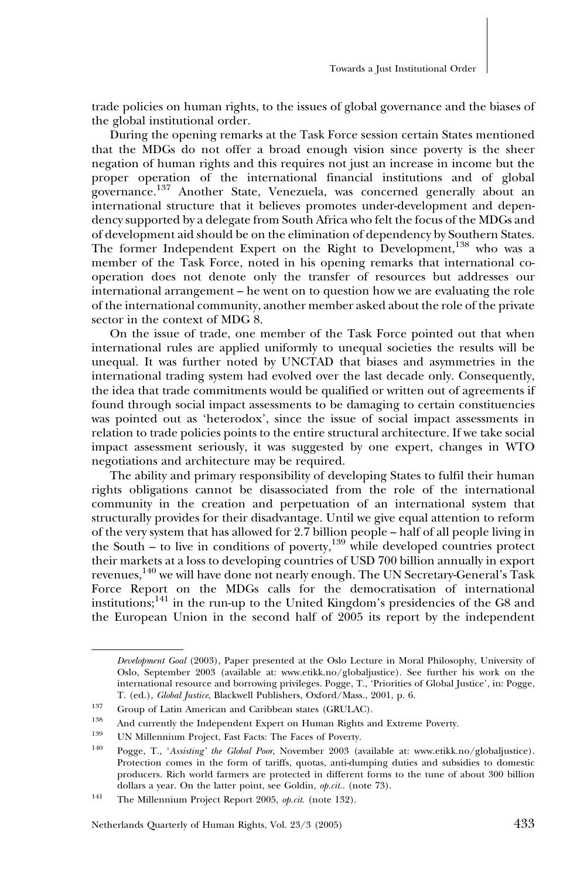trade policies on human rights, to the issues of global governance and the biases of the global institutional order.

During the opening remarks at the Task Force session certain States mentioned that the MDGs do not offer a broad enough vision since poverty is the sheer negation of human rights and this requires not just an increase in income but the proper operation of the international financial institutions and of global governance.[137] Another State, Venezuela, was concerned generally about an international structure that it believes promotes under-development and dependency supported by a delegate from South Africa who felt the focus of the MDGs and of development aid should be on the elimination of dependency by Southern States. The former Independent Expert on the Right to Development,[138] who was a member of the Task Force, noted in his opening remarks that international co-operation does not denote only the transfer of resources but addresses our international arrangement – he went on to question how we are evaluating the role of the international community, another member asked about the role of the private sector in the context of MDG 8.

On the issue of trade, one member of the Task Force pointed out that when international rules are applied uniformly to unequal societies the results will be unequal. It was further noted by UNCTAD that biases and asymmetries in the international trading system had evolved over the last decade only. Consequently, the idea that trade commitments would be qualified or written out of agreements if found through social impact assessments to be damaging to certain constituencies was pointed out as 'heterodox', since the issue of social impact assessments in relation to trade policies points to the entire structural architecture. If we take social impact assessment seriously, it was suggested by one expert, changes in WTO negotiations and architecture may be required.

The ability and primary responsibility of developing States to fulfil their human rights obligations cannot be disassociated from the role of the international community in the creation and perpetuation of an international system that structurally provides for their disadvantage. Until we give equal attention to reform of the very system that has allowed for 2.7 billion people – half of all people living in the South – to live in conditions of poverty,[139] while developed countries protect their markets at a loss to developing countries of USD 700 billion annually in export revenues,[140] we will have done not nearly enough. The UN Secretary-General's Task Force Report on the MDGs calls for the democratisation of international institutions;[141] in the run-up to the United Kingdom's presidencies of the G8 and the European Union in the second half of 2005 its report by the independent

---

*Development Goal* (2003), Paper presented at the Oslo Lecture in Moral Philosophy, University of Oslo, September 2003 (available at: www.etikk.no/globaljustice). See further his work on the international resource and borrowing privileges. Pogge, T., 'Priorities of Global Justice', in: Pogge, T. (ed.), *Global Justice*, Blackwell Publishers, Oxford/Mass., 2001, p. 6.

[137] Group of Latin American and Caribbean states (GRULAC).

[138] And currently the Independent Expert on Human Rights and Extreme Poverty.

[139] UN Millennium Project, Fast Facts: The Faces of Poverty.

[140] Pogge, T., '*Assisting' the Global Poor*, November 2003 (available at: www.etikk.no/globaljustice). Protection comes in the form of tariffs, quotas, anti-dumping duties and subsidies to domestic producers. Rich world farmers are protected in different forms to the tune of about 300 billion dollars a year. On the latter point, see Goldin, *op.cit.*. (note 73).

[141] The Millennium Project Report 2005, *op.cit.* (note 132).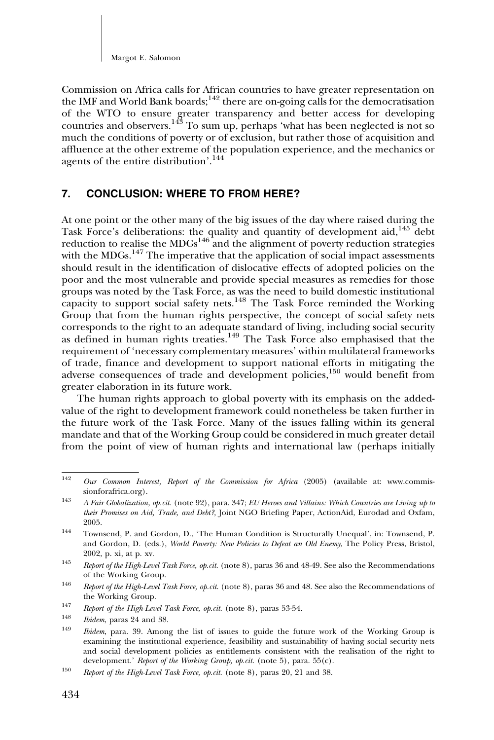Commission on Africa calls for African countries to have greater representation on the IMF and World Bank boards;[142] there are on-going calls for the democratisation of the WTO to ensure greater transparency and better access for developing countries and observers.[143] To sum up, perhaps 'what has been neglected is not so much the conditions of poverty or of exclusion, but rather those of acquisition and affluence at the other extreme of the population experience, and the mechanics or agents of the entire distribution'.[144]

## 7. CONCLUSION: WHERE TO FROM HERE?

At one point or the other many of the big issues of the day where raised during the Task Force's deliberations: the quality and quantity of development aid,[145] debt reduction to realise the MDGs[146] and the alignment of poverty reduction strategies with the MDGs.[147] The imperative that the application of social impact assessments should result in the identification of dislocative effects of adopted policies on the poor and the most vulnerable and provide special measures as remedies for those groups was noted by the Task Force, as was the need to build domestic institutional capacity to support social safety nets.[148] The Task Force reminded the Working Group that from the human rights perspective, the concept of social safety nets corresponds to the right to an adequate standard of living, including social security as defined in human rights treaties.[149] The Task Force also emphasised that the requirement of 'necessary complementary measures' within multilateral frameworks of trade, finance and development to support national efforts in mitigating the adverse consequences of trade and development policies,[150] would benefit from greater elaboration in its future work.

The human rights approach to global poverty with its emphasis on the added-value of the right to development framework could nonetheless be taken further in the future work of the Task Force. Many of the issues falling within its general mandate and that of the Working Group could be considered in much greater detail from the point of view of human rights and international law (perhaps initially

---

[142] *Our Common Interest, Report of the Commission for Africa* (2005) (available at: www.commissionforafrica.org).

[143] *A Fair Globalization*, *op.cit.* (note 92), para. 347; *EU Heroes and Villains: Which Countries are Living up to their Promises on Aid, Trade, and Debt?,* Joint NGO Briefing Paper, ActionAid, Eurodad and Oxfam, 2005.

[144] Townsend, P. and Gordon, D., 'The Human Condition is Structurally Unequal', in: Townsend, P. and Gordon, D. (eds.), *World Poverty: New Policies to Defeat an Old Enemy*, The Policy Press, Bristol, 2002, p. xi, at p. xv.

[145] *Report of the High-Level Task Force, op.cit.* (note 8), paras 36 and 48-49. See also the Recommendations of the Working Group.

[146] *Report of the High-Level Task Force, op.cit.* (note 8), paras 36 and 48. See also the Recommendations of the Working Group.

[147] *Report of the High-Level Task Force, op.cit.* (note 8), paras 53-54.

[148] *Ibidem*, paras 24 and 38.

[149] *Ibidem*, para. 39. Among the list of issues to guide the future work of the Working Group is examining the institutional experience, feasibility and sustainability of having social security nets and social development policies as entitlements consistent with the realisation of the right to development.' *Report of the Working Group, op.cit.* (note 5), para. 55(c).

[150] *Report of the High-Level Task Force, op.cit.* (note 8), paras 20, 21 and 38.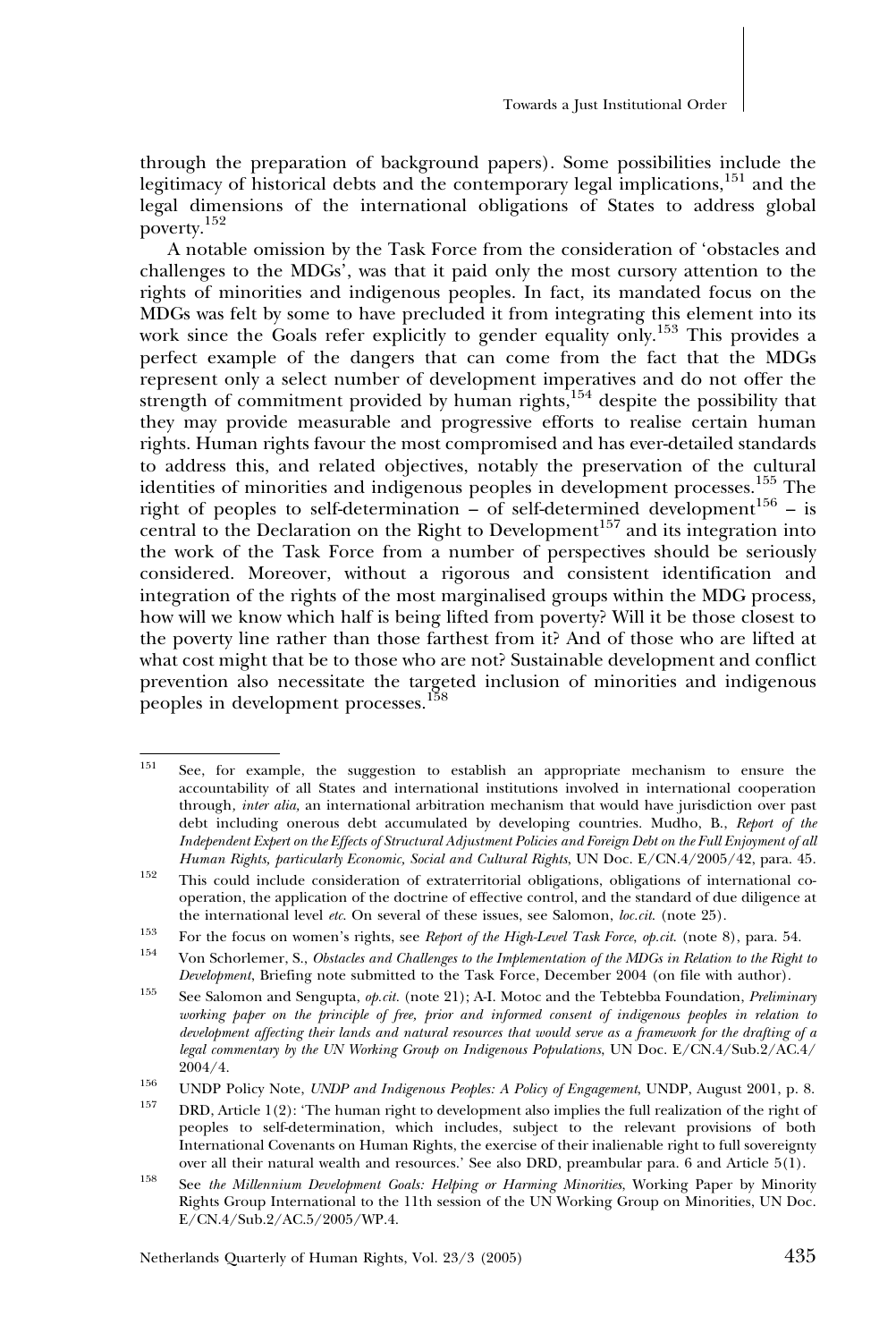through the preparation of background papers). Some possibilities include the legitimacy of historical debts and the contemporary legal implications,[151] and the legal dimensions of the international obligations of States to address global poverty.[152]

A notable omission by the Task Force from the consideration of 'obstacles and challenges to the MDGs', was that it paid only the most cursory attention to the rights of minorities and indigenous peoples. In fact, its mandated focus on the MDGs was felt by some to have precluded it from integrating this element into its work since the Goals refer explicitly to gender equality only.[153] This provides a perfect example of the dangers that can come from the fact that the MDGs represent only a select number of development imperatives and do not offer the strength of commitment provided by human rights,[154] despite the possibility that they may provide measurable and progressive efforts to realise certain human rights. Human rights favour the most compromised and has ever-detailed standards to address this, and related objectives, notably the preservation of the cultural identities of minorities and indigenous peoples in development processes.[155] The right of peoples to self-determination – of self-determined development[156] – is central to the Declaration on the Right to Development[157] and its integration into the work of the Task Force from a number of perspectives should be seriously considered. Moreover, without a rigorous and consistent identification and integration of the rights of the most marginalised groups within the MDG process, how will we know which half is being lifted from poverty? Will it be those closest to the poverty line rather than those farthest from it? And of those who are lifted at what cost might that be to those who are not? Sustainable development and conflict prevention also necessitate the targeted inclusion of minorities and indigenous peoples in development processes.[158]

---

[151] See, for example, the suggestion to establish an appropriate mechanism to ensure the accountability of all States and international institutions involved in international cooperation through, *inter alia*, an international arbitration mechanism that would have jurisdiction over past debt including onerous debt accumulated by developing countries. Mudho, B., *Report of the Independent Expert on the Effects of Structural Adjustment Policies and Foreign Debt on the Full Enjoyment of all Human Rights, particularly Economic, Social and Cultural Rights*, UN Doc. E/CN.4/2005/42, para. 45.

[152] This could include consideration of extraterritorial obligations, obligations of international co-operation, the application of the doctrine of effective control, and the standard of due diligence at the international level *etc*. On several of these issues, see Salomon, *loc.cit.* (note 25).

[153] For the focus on women's rights, see *Report of the High-Level Task Force*, *op.cit.* (note 8), para. 54.

[154] Von Schorlemer, S., *Obstacles and Challenges to the Implementation of the MDGs in Relation to the Right to Development*, Briefing note submitted to the Task Force, December 2004 (on file with author).

[155] See Salomon and Sengupta, *op.cit.* (note 21); A-I. Motoc and the Tebtebba Foundation, *Preliminary working paper on the principle of free, prior and informed consent of indigenous peoples in relation to development affecting their lands and natural resources that would serve as a framework for the drafting of a legal commentary by the UN Working Group on Indigenous Populations*, UN Doc. E/CN.4/Sub.2/AC.4/2004/4.

[156] UNDP Policy Note, *UNDP and Indigenous Peoples: A Policy of Engagement*, UNDP, August 2001, p. 8.

[157] DRD, Article 1(2): 'The human right to development also implies the full realization of the right of peoples to self-determination, which includes, subject to the relevant provisions of both International Covenants on Human Rights, the exercise of their inalienable right to full sovereignty over all their natural wealth and resources.' See also DRD, preambular para. 6 and Article 5(1).

[158] See *the Millennium Development Goals: Helping or Harming Minorities*, Working Paper by Minority Rights Group International to the 11th session of the UN Working Group on Minorities, UN Doc. E/CN.4/Sub.2/AC.5/2005/WP.4.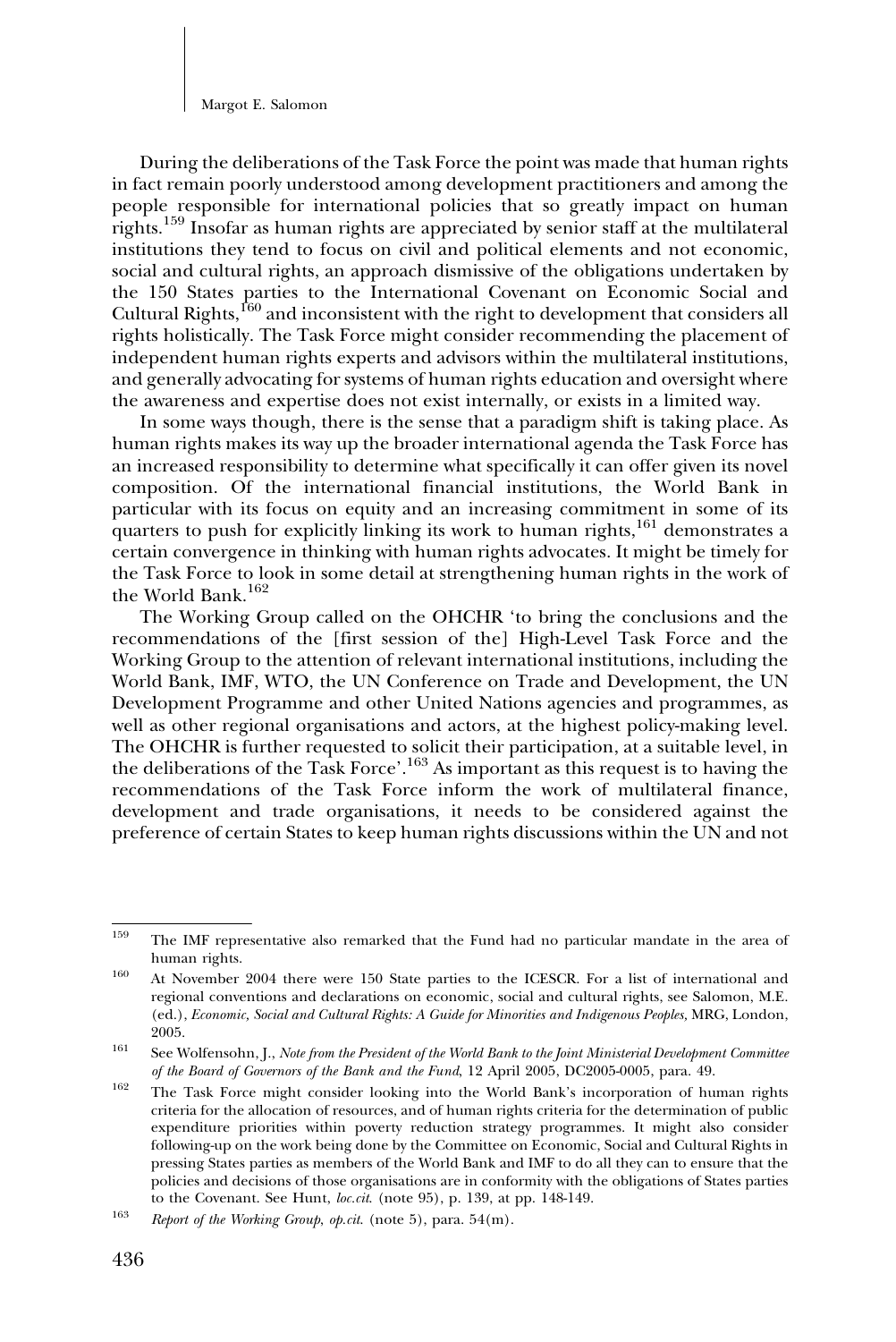During the deliberations of the Task Force the point was made that human rights in fact remain poorly understood among development practitioners and among the people responsible for international policies that so greatly impact on human rights.[159] Insofar as human rights are appreciated by senior staff at the multilateral institutions they tend to focus on civil and political elements and not economic, social and cultural rights, an approach dismissive of the obligations undertaken by the 150 States parties to the International Covenant on Economic Social and Cultural Rights,[160] and inconsistent with the right to development that considers all rights holistically. The Task Force might consider recommending the placement of independent human rights experts and advisors within the multilateral institutions, and generally advocating for systems of human rights education and oversight where the awareness and expertise does not exist internally, or exists in a limited way.

In some ways though, there is the sense that a paradigm shift is taking place. As human rights makes its way up the broader international agenda the Task Force has an increased responsibility to determine what specifically it can offer given its novel composition. Of the international financial institutions, the World Bank in particular with its focus on equity and an increasing commitment in some of its quarters to push for explicitly linking its work to human rights,[161] demonstrates a certain convergence in thinking with human rights advocates. It might be timely for the Task Force to look in some detail at strengthening human rights in the work of the World Bank.[162]

The Working Group called on the OHCHR 'to bring the conclusions and the recommendations of the [first session of the] High-Level Task Force and the Working Group to the attention of relevant international institutions, including the World Bank, IMF, WTO, the UN Conference on Trade and Development, the UN Development Programme and other United Nations agencies and programmes, as well as other regional organisations and actors, at the highest policy-making level. The OHCHR is further requested to solicit their participation, at a suitable level, in the deliberations of the Task Force'.[163] As important as this request is to having the recommendations of the Task Force inform the work of multilateral finance, development and trade organisations, it needs to be considered against the preference of certain States to keep human rights discussions within the UN and not

---

[159] The IMF representative also remarked that the Fund had no particular mandate in the area of human rights.

[160] At November 2004 there were 150 State parties to the ICESCR. For a list of international and regional conventions and declarations on economic, social and cultural rights, see Salomon, M.E. (ed.), *Economic, Social and Cultural Rights: A Guide for Minorities and Indigenous Peoples,* MRG, London, 2005.

[161] See Wolfensohn, J., *Note from the President of the World Bank to the Joint Ministerial Development Committee of the Board of Governors of the Bank and the Fund*, 12 April 2005, DC2005-0005, para. 49.

[162] The Task Force might consider looking into the World Bank's incorporation of human rights criteria for the allocation of resources, and of human rights criteria for the determination of public expenditure priorities within poverty reduction strategy programmes. It might also consider following-up on the work being done by the Committee on Economic, Social and Cultural Rights in pressing States parties as members of the World Bank and IMF to do all they can to ensure that the policies and decisions of those organisations are in conformity with the obligations of States parties to the Covenant. See Hunt, *loc.cit.* (note 95), p. 139, at pp. 148-149.

[163] *Report of the Working Group, op.cit.* (note 5), para. 54(m).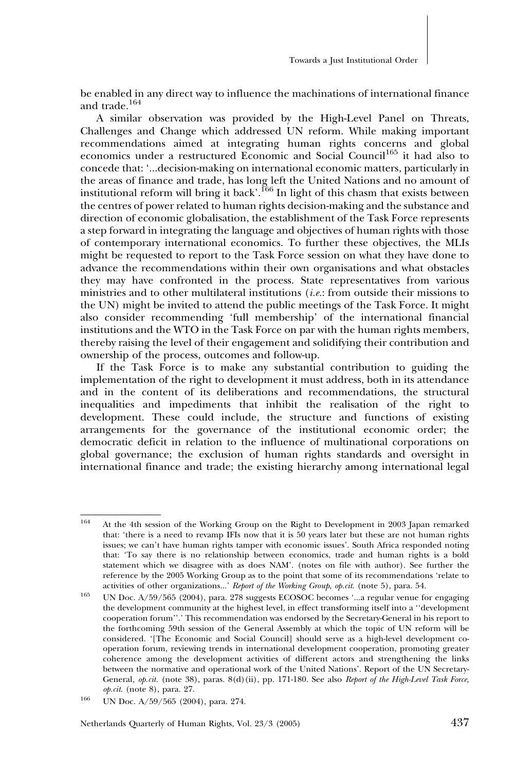be enabled in any direct way to influence the machinations of international finance and trade.[164]

A similar observation was provided by the High-Level Panel on Threats, Challenges and Change which addressed UN reform. While making important recommendations aimed at integrating human rights concerns and global economics under a restructured Economic and Social Council[165] it had also to concede that: '...decision-making on international economic matters, particularly in the areas of finance and trade, has long left the United Nations and no amount of institutional reform will bring it back'.[166] In light of this chasm that exists between the centres of power related to human rights decision-making and the substance and direction of economic globalisation, the establishment of the Task Force represents a step forward in integrating the language and objectives of human rights with those of contemporary international economics. To further these objectives, the MLIs might be requested to report to the Task Force session on what they have done to advance the recommendations within their own organisations and what obstacles they may have confronted in the process. State representatives from various ministries and to other multilateral institutions (*i.e.*: from outside their missions to the UN) might be invited to attend the public meetings of the Task Force. It might also consider recommending 'full membership' of the international financial institutions and the WTO in the Task Force on par with the human rights members, thereby raising the level of their engagement and solidifying their contribution and ownership of the process, outcomes and follow-up.

If the Task Force is to make any substantial contribution to guiding the implementation of the right to development it must address, both in its attendance and in the content of its deliberations and recommendations, the structural inequalities and impediments that inhibit the realisation of the right to development. These could include, the structure and functions of existing arrangements for the governance of the institutional economic order; the democratic deficit in relation to the influence of multinational corporations on global governance; the exclusion of human rights standards and oversight in international finance and trade; the existing hierarchy among international legal

---

[164] At the 4th session of the Working Group on the Right to Development in 2003 Japan remarked that: 'there is a need to revamp IFIs now that it is 50 years later but these are not human rights issues; we can't have human rights tamper with economic issues'. South Africa responded noting that: 'To say there is no relationship between economics, trade and human rights is a bold statement which we disagree with as does NAM'. (notes on file with author). See further the reference by the 2005 Working Group as to the point that some of its recommendations 'relate to activities of other organizations...' *Report of the Working Group*, *op.cit.* (note 5), para. 54.

[165] UN Doc. A/59/565 (2004), para. 278 suggests ECOSOC becomes '...a regular venue for engaging the development community at the highest level, in effect transforming itself into a ''development cooperation forum''.' This recommendation was endorsed by the Secretary-General in his report to the forthcoming 59th session of the General Assembly at which the topic of UN reform will be considered. '[The Economic and Social Council] should serve as a high-level development co-operation forum, reviewing trends in international development cooperation, promoting greater coherence among the development activities of different actors and strengthening the links between the normative and operational work of the United Nations'. Report of the UN Secretary-General, *op.cit.* (note 38), paras. 8(d)(ii), pp. 171-180. See also *Report of the High-Level Task Force, op.cit.* (note 8), para. 27.

[166] UN Doc. A/59/565 (2004), para. 274.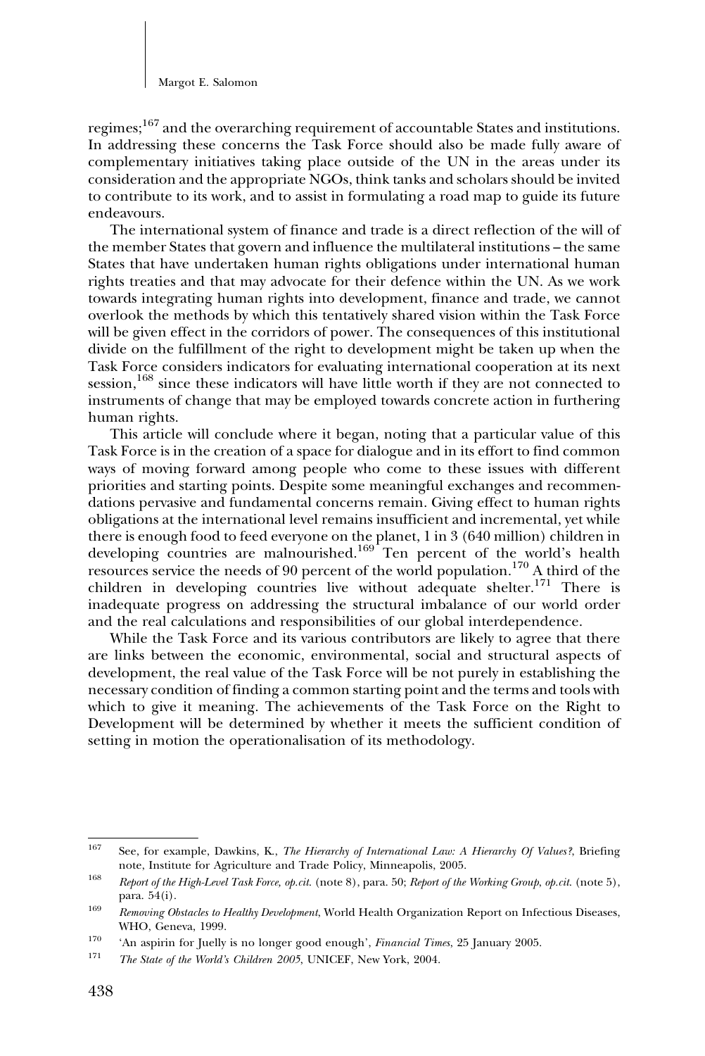regimes;[167] and the overarching requirement of accountable States and institutions. In addressing these concerns the Task Force should also be made fully aware of complementary initiatives taking place outside of the UN in the areas under its consideration and the appropriate NGOs, think tanks and scholars should be invited to contribute to its work, and to assist in formulating a road map to guide its future endeavours.

The international system of finance and trade is a direct reflection of the will of the member States that govern and influence the multilateral institutions – the same States that have undertaken human rights obligations under international human rights treaties and that may advocate for their defence within the UN. As we work towards integrating human rights into development, finance and trade, we cannot overlook the methods by which this tentatively shared vision within the Task Force will be given effect in the corridors of power. The consequences of this institutional divide on the fulfillment of the right to development might be taken up when the Task Force considers indicators for evaluating international cooperation at its next session,[168] since these indicators will have little worth if they are not connected to instruments of change that may be employed towards concrete action in furthering human rights.

This article will conclude where it began, noting that a particular value of this Task Force is in the creation of a space for dialogue and in its effort to find common ways of moving forward among people who come to these issues with different priorities and starting points. Despite some meaningful exchanges and recommendations pervasive and fundamental concerns remain. Giving effect to human rights obligations at the international level remains insufficient and incremental, yet while there is enough food to feed everyone on the planet, 1 in 3 (640 million) children in developing countries are malnourished.[169] Ten percent of the world's health resources service the needs of 90 percent of the world population.[170] A third of the children in developing countries live without adequate shelter.[171] There is inadequate progress on addressing the structural imbalance of our world order and the real calculations and responsibilities of our global interdependence.

While the Task Force and its various contributors are likely to agree that there are links between the economic, environmental, social and structural aspects of development, the real value of the Task Force will be not purely in establishing the necessary condition of finding a common starting point and the terms and tools with which to give it meaning. The achievements of the Task Force on the Right to Development will be determined by whether it meets the sufficient condition of setting in motion the operationalisation of its methodology.

---

[167] See, for example, Dawkins, K., *The Hierarchy of International Law: A Hierarchy Of Values?*, Briefing note, Institute for Agriculture and Trade Policy, Minneapolis, 2005.

[168] *Report of the High-Level Task Force, op.cit.* (note 8), para. 50; *Report of the Working Group, op.cit.* (note 5), para. 54(i).

[169] *Removing Obstacles to Healthy Development*, World Health Organization Report on Infectious Diseases, WHO, Geneva, 1999.

[170] 'An aspirin for Juelly is no longer good enough', *Financial Times*, 25 January 2005.

[171] *The State of the World's Children 2005*, UNICEF, New York, 2004.